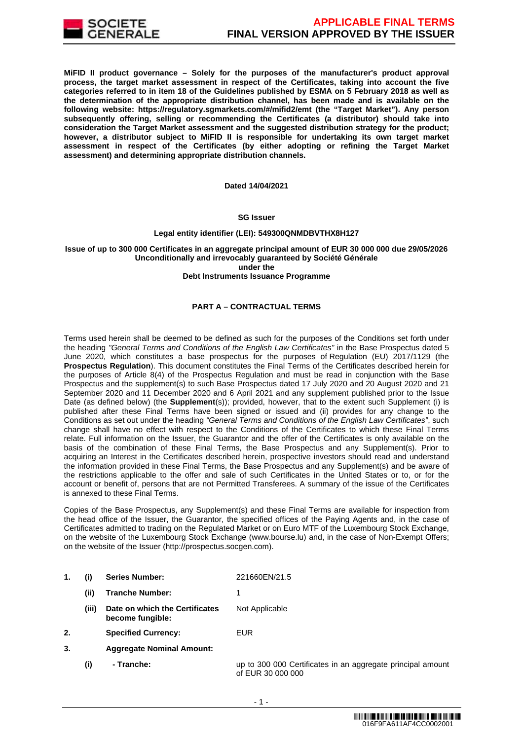**MiFID II product governance – Solely for the purposes of the manufacturer's product approval process, the target market assessment in respect of the Certificates, taking into account the five categories referred to in item 18 of the Guidelines published by ESMA on 5 February 2018 as well as the determination of the appropriate distribution channel, has been made and is available on the following website: https://regulatory.sgmarkets.com/#/mifid2/emt (the "Target Market"). Any person subsequently offering, selling or recommending the Certificates (a distributor) should take into consideration the Target Market assessment and the suggested distribution strategy for the product; however, a distributor subject to MiFID II is responsible for undertaking its own target market assessment in respect of the Certificates (by either adopting or refining the Target Market assessment) and determining appropriate distribution channels.**

**Dated 14/04/2021**

**SG Issuer**

**Legal entity identifier (LEI): 549300QNMDBVTHX8H127**

**Issue of up to 300 000 Certificates in an aggregate principal amount of EUR 30 000 000 due 29/05/2026**
**Unconditionally and irrevocably guaranteed by Société Générale**
**under the**
**Debt Instruments Issuance Programme**

## PART A – CONTRACTUAL TERMS

Terms used herein shall be deemed to be defined as such for the purposes of the Conditions set forth under the heading *"General Terms and Conditions of the English Law Certificates"* in the Base Prospectus dated 5 June 2020, which constitutes a base prospectus for the purposes of Regulation (EU) 2017/1129 (the **Prospectus Regulation**). This document constitutes the Final Terms of the Certificates described herein for the purposes of Article 8(4) of the Prospectus Regulation and must be read in conjunction with the Base Prospectus and the supplement(s) to such Base Prospectus dated 17 July 2020 and 20 August 2020 and 21 September 2020 and 11 December 2020 and 6 April 2021 and any supplement published prior to the Issue Date (as defined below) (the **Supplement**(s)); provided, however, that to the extent such Supplement (i) is published after these Final Terms have been signed or issued and (ii) provides for any change to the Conditions as set out under the heading *"General Terms and Conditions of the English Law Certificates"*, such change shall have no effect with respect to the Conditions of the Certificates to which these Final Terms relate. Full information on the Issuer, the Guarantor and the offer of the Certificates is only available on the basis of the combination of these Final Terms, the Base Prospectus and any Supplement(s). Prior to acquiring an Interest in the Certificates described herein, prospective investors should read and understand the information provided in these Final Terms, the Base Prospectus and any Supplement(s) and be aware of the restrictions applicable to the offer and sale of such Certificates in the United States or to, or for the account or benefit of, persons that are not Permitted Transferees. A summary of the issue of the Certificates is annexed to these Final Terms.

Copies of the Base Prospectus, any Supplement(s) and these Final Terms are available for inspection from the head office of the Issuer, the Guarantor, the specified offices of the Paying Agents and, in the case of Certificates admitted to trading on the Regulated Market or on Euro MTF of the Luxembourg Stock Exchange, on the website of the Luxembourg Stock Exchange (www.bourse.lu) and, in the case of Non-Exempt Offers; on the website of the Issuer (http://prospectus.socgen.com).

| | | | |
|---|---|---|---|
| **1.** | **(i)** | **Series Number:** | 221660EN/21.5 |
| | **(ii)** | **Tranche Number:** | 1 |
| | **(iii)** | **Date on which the Certificates become fungible:** | Not Applicable |
| **2.** | | **Specified Currency:** | EUR |
| **3.** | | **Aggregate Nominal Amount:** | |
| | **(i)** | **- Tranche:** | up to 300 000 Certificates in an aggregate principal amount of EUR 30 000 000 |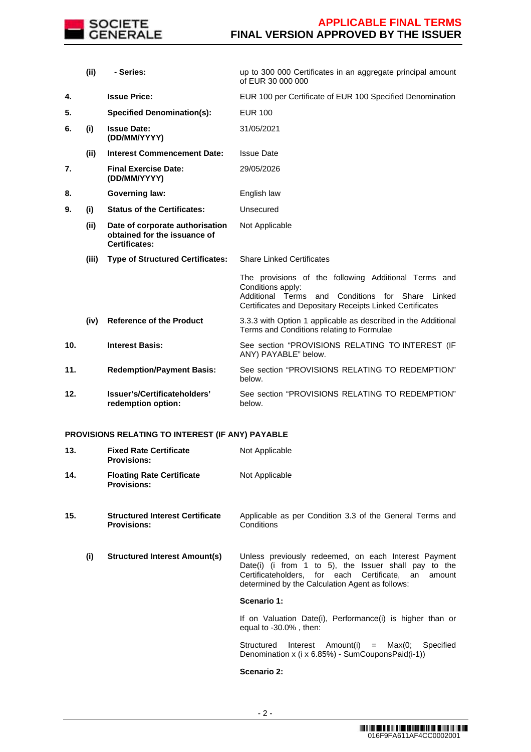| | | | |
|---|---|---|---|
| | **(ii)** | **- Series:** | up to 300 000 Certificates in an aggregate principal amount of EUR 30 000 000 |
| **4.** | | **Issue Price:** | EUR 100 per Certificate of EUR 100 Specified Denomination |
| **5.** | | **Specified Denomination(s):** | EUR 100 |
| **6.** | **(i)** | **Issue Date: (DD/MM/YYYY)** | 31/05/2021 |
| | **(ii)** | **Interest Commencement Date:** | Issue Date |
| **7.** | | **Final Exercise Date: (DD/MM/YYYY)** | 29/05/2026 |
| **8.** | | **Governing law:** | English law |
| **9.** | **(i)** | **Status of the Certificates:** | Unsecured |
| | **(ii)** | **Date of corporate authorisation obtained for the issuance of Certificates:** | Not Applicable |
| | **(iii)** | **Type of Structured Certificates:** | Share Linked Certificates<br><br>The provisions of the following Additional Terms and Conditions apply:<br>Additional Terms and Conditions for Share Linked Certificates and Depositary Receipts Linked Certificates |
| | **(iv)** | **Reference of the Product** | 3.3.3 with Option 1 applicable as described in the Additional Terms and Conditions relating to Formulae |
| **10.** | | **Interest Basis:** | See section "PROVISIONS RELATING TO INTEREST (IF ANY) PAYABLE" below. |
| **11.** | | **Redemption/Payment Basis:** | See section "PROVISIONS RELATING TO REDEMPTION" below. |
| **12.** | | **Issuer's/Certificateholders' redemption option:** | See section "PROVISIONS RELATING TO REDEMPTION" below. |

**PROVISIONS RELATING TO INTEREST (IF ANY) PAYABLE**

| | | | |
|---|---|---|---|
| **13.** | | **Fixed Rate Certificate Provisions:** | Not Applicable |
| **14.** | | **Floating Rate Certificate Provisions:** | Not Applicable |
| **15.** | | **Structured Interest Certificate Provisions:** | Applicable as per Condition 3.3 of the General Terms and Conditions |
| | **(i)** | **Structured Interest Amount(s)** | Unless previously redeemed, on each Interest Payment Date(i) (i from 1 to 5), the Issuer shall pay to the Certificateholders, for each Certificate, an amount determined by the Calculation Agent as follows:<br><br>**Scenario 1:**<br><br>If on Valuation Date(i), Performance(i) is higher than or equal to -30.0% , then:<br><br>Structured Interest Amount(i) = Max(0; Specified Denomination x (i x 6.85%) - SumCouponsPaid(i-1))<br><br>**Scenario 2:** |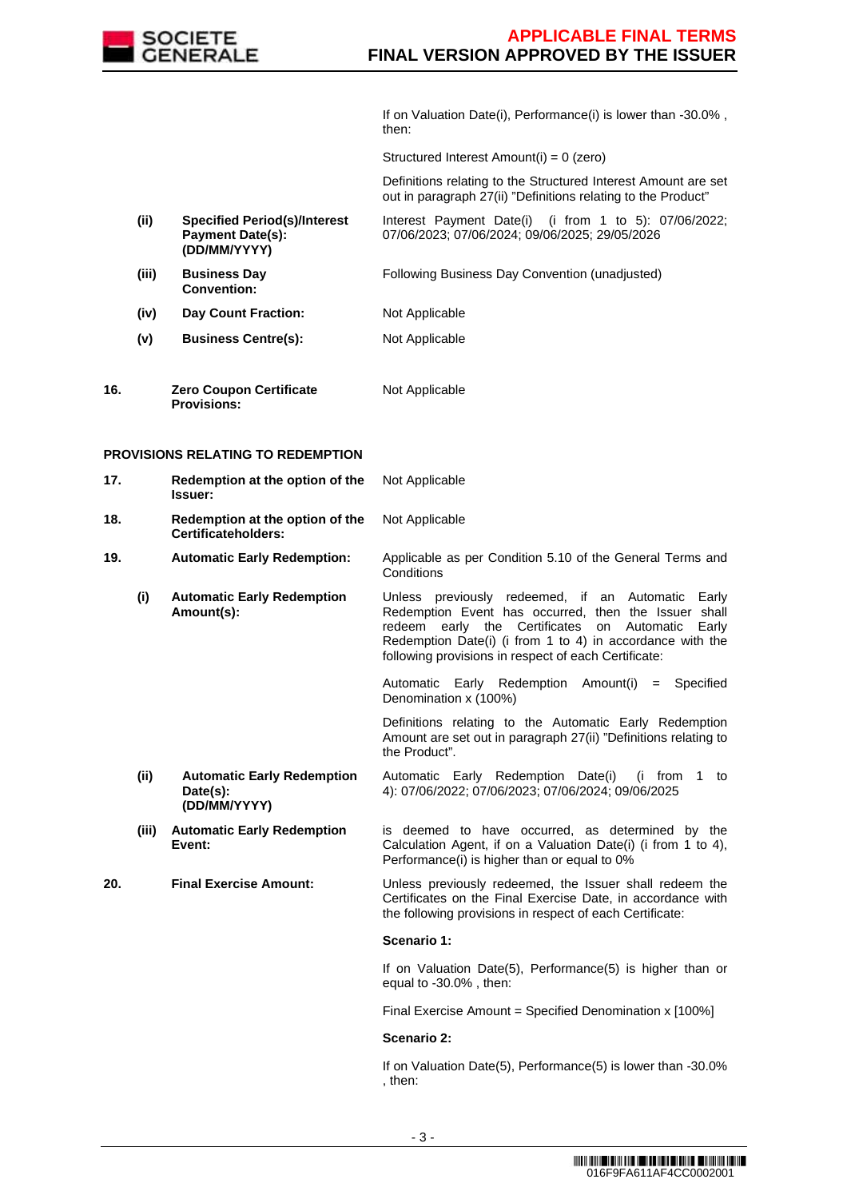| | | | |
|---|---|---|---|
| | | | If on Valuation Date(i), Performance(i) is lower than -30.0% , then: |
| | | | Structured Interest Amount(i) = 0 (zero) |
| | | | Definitions relating to the Structured Interest Amount are set out in paragraph 27(ii) "Definitions relating to the Product" |
| | (ii) | **Specified Period(s)/Interest Payment Date(s): (DD/MM/YYYY)** | Interest Payment Date(i) (i from 1 to 5): 07/06/2022; 07/06/2023; 07/06/2024; 09/06/2025; 29/05/2026 |
| | (iii) | **Business Day Convention:** | Following Business Day Convention (unadjusted) |
| | (iv) | **Day Count Fraction:** | Not Applicable |
| | (v) | **Business Centre(s):** | Not Applicable |
| 16. | | **Zero Coupon Certificate Provisions:** | Not Applicable |

**PROVISIONS RELATING TO REDEMPTION**

| | | | |
|---|---|---|---|
| 17. | | **Redemption at the option of the Issuer:** | Not Applicable |
| 18. | | **Redemption at the option of the Certificateholders:** | Not Applicable |
| 19. | | **Automatic Early Redemption:** | Applicable as per Condition 5.10 of the General Terms and Conditions |
| | (i) | **Automatic Early Redemption Amount(s):** | Unless previously redeemed, if an Automatic Early Redemption Event has occurred, then the Issuer shall redeem early the Certificates on Automatic Early Redemption Date(i) (i from 1 to 4) in accordance with the following provisions in respect of each Certificate: |
| | | | Automatic Early Redemption Amount(i) = Specified Denomination x (100%) |
| | | | Definitions relating to the Automatic Early Redemption Amount are set out in paragraph 27(ii) "Definitions relating to the Product". |
| | (ii) | **Automatic Early Redemption Date(s): (DD/MM/YYYY)** | Automatic Early Redemption Date(i) (i from 1 to 4): 07/06/2022; 07/06/2023; 07/06/2024; 09/06/2025 |
| | (iii) | **Automatic Early Redemption Event:** | is deemed to have occurred, as determined by the Calculation Agent, if on a Valuation Date(i) (i from 1 to 4), Performance(i) is higher than or equal to 0% |
| 20. | | **Final Exercise Amount:** | Unless previously redeemed, the Issuer shall redeem the Certificates on the Final Exercise Date, in accordance with the following provisions in respect of each Certificate: |
| | | | **Scenario 1:** |
| | | | If on Valuation Date(5), Performance(5) is higher than or equal to -30.0% , then: |
| | | | Final Exercise Amount = Specified Denomination x [100%] |
| | | | **Scenario 2:** |
| | | | If on Valuation Date(5), Performance(5) is lower than -30.0% , then: |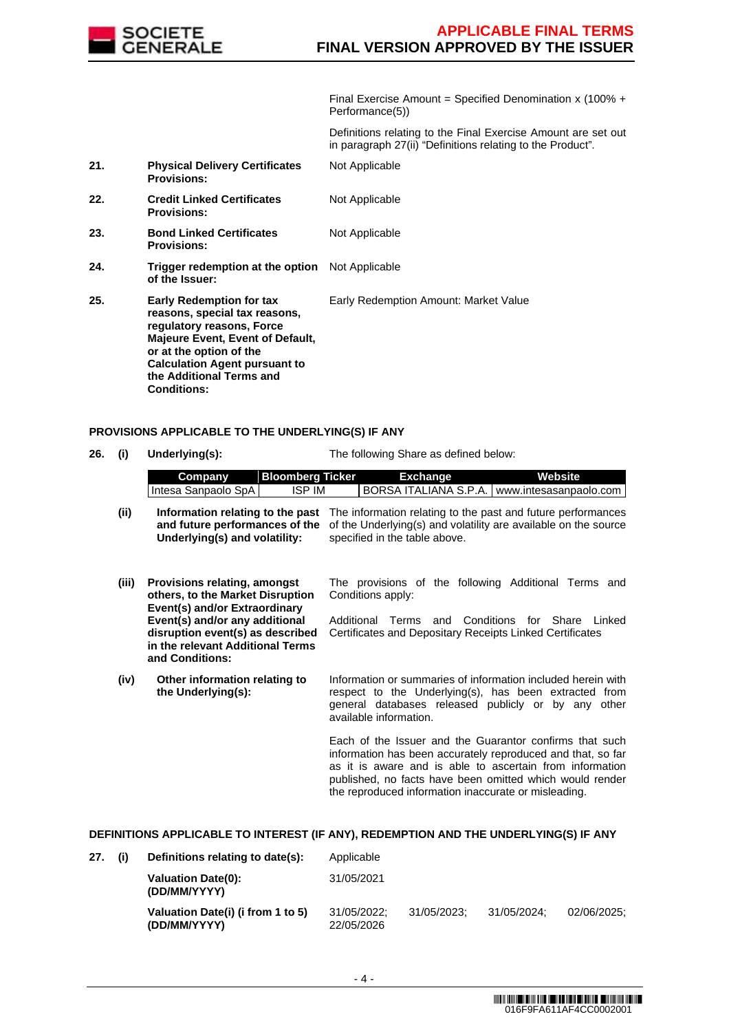Final Exercise Amount = Specified Denomination x (100% + Performance(5))

Definitions relating to the Final Exercise Amount are set out in paragraph 27(ii) "Definitions relating to the Product".

| | | |
|---|---|---|
| **21.** | **Physical Delivery Certificates Provisions:** | Not Applicable |
| **22.** | **Credit Linked Certificates Provisions:** | Not Applicable |
| **23.** | **Bond Linked Certificates Provisions:** | Not Applicable |
| **24.** | **Trigger redemption at the option of the Issuer:** | Not Applicable |
| **25.** | **Early Redemption for tax reasons, special tax reasons, regulatory reasons, Force Majeure Event, Event of Default, or at the option of the Calculation Agent pursuant to the Additional Terms and Conditions:** | Early Redemption Amount: Market Value |

**PROVISIONS APPLICABLE TO THE UNDERLYING(S) IF ANY**

**26. (i) Underlying(s):** The following Share as defined below:

| Company | Bloomberg Ticker | Exchange | Website |
|---|---|---|---|
| Intesa Sanpaolo SpA | ISP IM | BORSA ITALIANA S.P.A. | www.intesasanpaolo.com |

**(ii) Information relating to the past and future performances of the Underlying(s) and volatility:** The information relating to the past and future performances of the Underlying(s) and volatility are available on the source specified in the table above.

**(iii) Provisions relating, amongst others, to the Market Disruption Event(s) and/or Extraordinary Event(s) and/or any additional disruption event(s) as described in the relevant Additional Terms and Conditions:** The provisions of the following Additional Terms and Conditions apply:

Additional Terms and Conditions for Share Linked Certificates and Depositary Receipts Linked Certificates

**(iv) Other information relating to the Underlying(s):** Information or summaries of information included herein with respect to the Underlying(s), has been extracted from general databases released publicly or by any other available information.

Each of the Issuer and the Guarantor confirms that such information has been accurately reproduced and that, so far as it is aware and is able to ascertain from information published, no facts have been omitted which would render the reproduced information inaccurate or misleading.

**DEFINITIONS APPLICABLE TO INTEREST (IF ANY), REDEMPTION AND THE UNDERLYING(S) IF ANY**

**27. (i) Definitions relating to date(s):** Applicable

**Valuation Date(0): (DD/MM/YYYY)** 31/05/2021

**Valuation Date(i) (i from 1 to 5) (DD/MM/YYYY)** 31/05/2022; 31/05/2023; 31/05/2024; 02/06/2025; 22/05/2026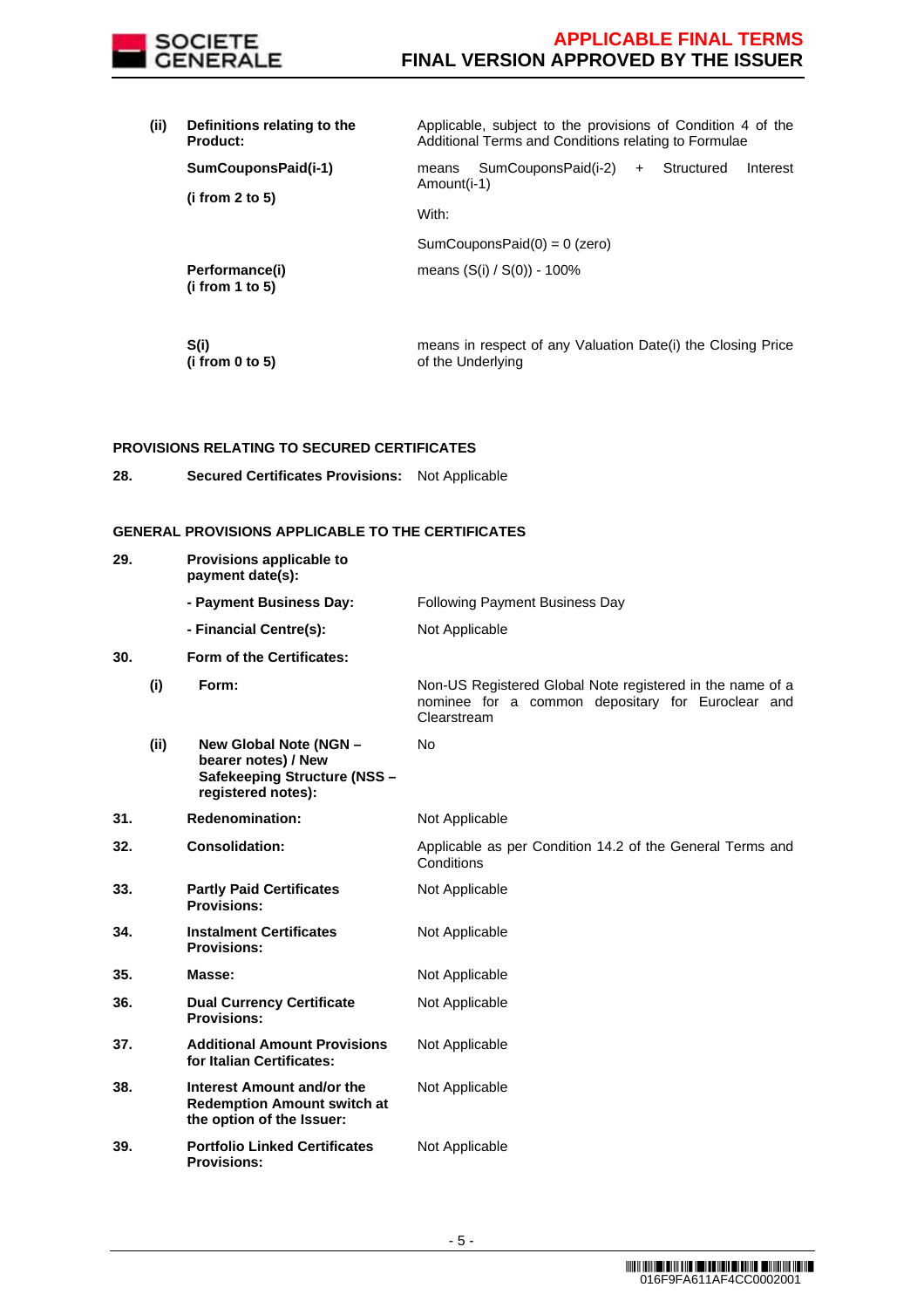| | | | |
|---|---|---|---|
| | (ii) | **Definitions relating to the Product:** | Applicable, subject to the provisions of Condition 4 of the Additional Terms and Conditions relating to Formulae |
| | | **SumCouponsPaid(i-1)** **(i from 2 to 5)** | means SumCouponsPaid(i-2) + Structured Interest Amount(i-1) With: SumCouponsPaid(0) = 0 (zero) |
| | | **Performance(i)** **(i from 1 to 5)** | means (S(i) / S(0)) - 100% |
| | | **S(i)** **(i from 0 to 5)** | means in respect of any Valuation Date(i) the Closing Price of the Underlying |

**PROVISIONS RELATING TO SECURED CERTIFICATES**

| | | |
|---|---|---|
| **28.** | **Secured Certificates Provisions:** | Not Applicable |

**GENERAL PROVISIONS APPLICABLE TO THE CERTIFICATES**

| | | | |
|---|---|---|---|
| **29.** | | **Provisions applicable to payment date(s):** | |
| | | **- Payment Business Day:** | Following Payment Business Day |
| | | **- Financial Centre(s):** | Not Applicable |
| **30.** | | **Form of the Certificates:** | |
| | (i) | **Form:** | Non-US Registered Global Note registered in the name of a nominee for a common depositary for Euroclear and Clearstream |
| | (ii) | **New Global Note (NGN – bearer notes) / New Safekeeping Structure (NSS – registered notes):** | No |
| **31.** | | **Redenomination:** | Not Applicable |
| **32.** | | **Consolidation:** | Applicable as per Condition 14.2 of the General Terms and Conditions |
| **33.** | | **Partly Paid Certificates Provisions:** | Not Applicable |
| **34.** | | **Instalment Certificates Provisions:** | Not Applicable |
| **35.** | | **Masse:** | Not Applicable |
| **36.** | | **Dual Currency Certificate Provisions:** | Not Applicable |
| **37.** | | **Additional Amount Provisions for Italian Certificates:** | Not Applicable |
| **38.** | | **Interest Amount and/or the Redemption Amount switch at the option of the Issuer:** | Not Applicable |
| **39.** | | **Portfolio Linked Certificates Provisions:** | Not Applicable |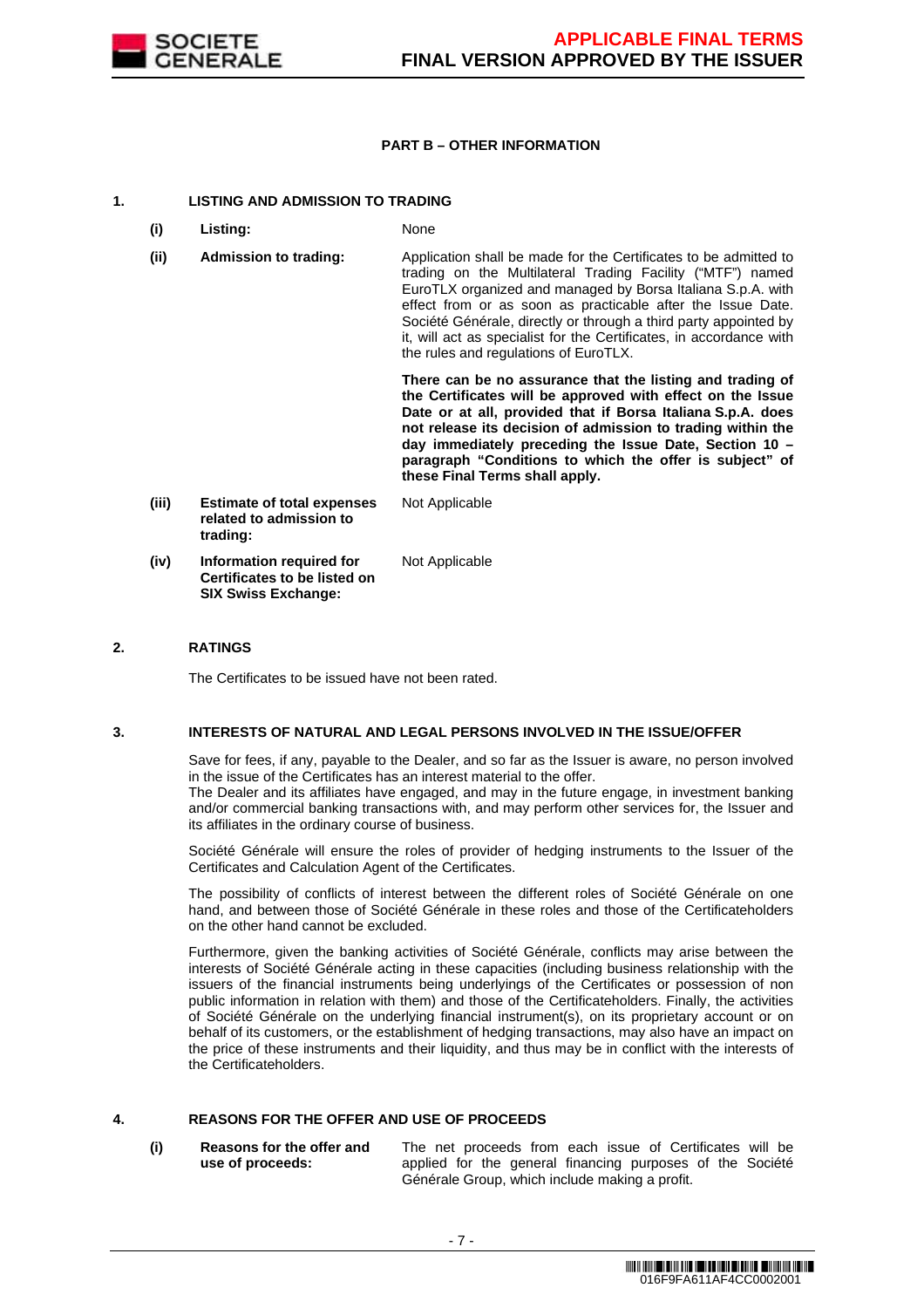**PART B – OTHER INFORMATION**

**1. LISTING AND ADMISSION TO TRADING**

| | | |
|---|---|---|
| **(i)** | **Listing:** | None |
| **(ii)** | **Admission to trading:** | Application shall be made for the Certificates to be admitted to trading on the Multilateral Trading Facility ("MTF") named EuroTLX organized and managed by Borsa Italiana S.p.A. with effect from or as soon as practicable after the Issue Date. Société Générale, directly or through a third party appointed by it, will act as specialist for the Certificates, in accordance with the rules and regulations of EuroTLX.<br><br>**There can be no assurance that the listing and trading of the Certificates will be approved with effect on the Issue Date or at all, provided that if Borsa Italiana S.p.A. does not release its decision of admission to trading within the day immediately preceding the Issue Date, Section 10 – paragraph "Conditions to which the offer is subject" of these Final Terms shall apply.** |
| **(iii)** | **Estimate of total expenses related to admission to trading:** | Not Applicable |
| **(iv)** | **Information required for Certificates to be listed on SIX Swiss Exchange:** | Not Applicable |

**2. RATINGS**

The Certificates to be issued have not been rated.

**3. INTERESTS OF NATURAL AND LEGAL PERSONS INVOLVED IN THE ISSUE/OFFER**

Save for fees, if any, payable to the Dealer, and so far as the Issuer is aware, no person involved in the issue of the Certificates has an interest material to the offer.
The Dealer and its affiliates have engaged, and may in the future engage, in investment banking and/or commercial banking transactions with, and may perform other services for, the Issuer and its affiliates in the ordinary course of business.

Société Générale will ensure the roles of provider of hedging instruments to the Issuer of the Certificates and Calculation Agent of the Certificates.

The possibility of conflicts of interest between the different roles of Société Générale on one hand, and between those of Société Générale in these roles and those of the Certificateholders on the other hand cannot be excluded.

Furthermore, given the banking activities of Société Générale, conflicts may arise between the interests of Société Générale acting in these capacities (including business relationship with the issuers of the financial instruments being underlyings of the Certificates or possession of non public information in relation with them) and those of the Certificateholders. Finally, the activities of Société Générale on the underlying financial instrument(s), on its proprietary account or on behalf of its customers, or the establishment of hedging transactions, may also have an impact on the price of these instruments and their liquidity, and thus may be in conflict with the interests of the Certificateholders.

**4. REASONS FOR THE OFFER AND USE OF PROCEEDS**

| | | |
|---|---|---|
| **(i)** | **Reasons for the offer and use of proceeds:** | The net proceeds from each issue of Certificates will be applied for the general financing purposes of the Société Générale Group, which include making a profit. |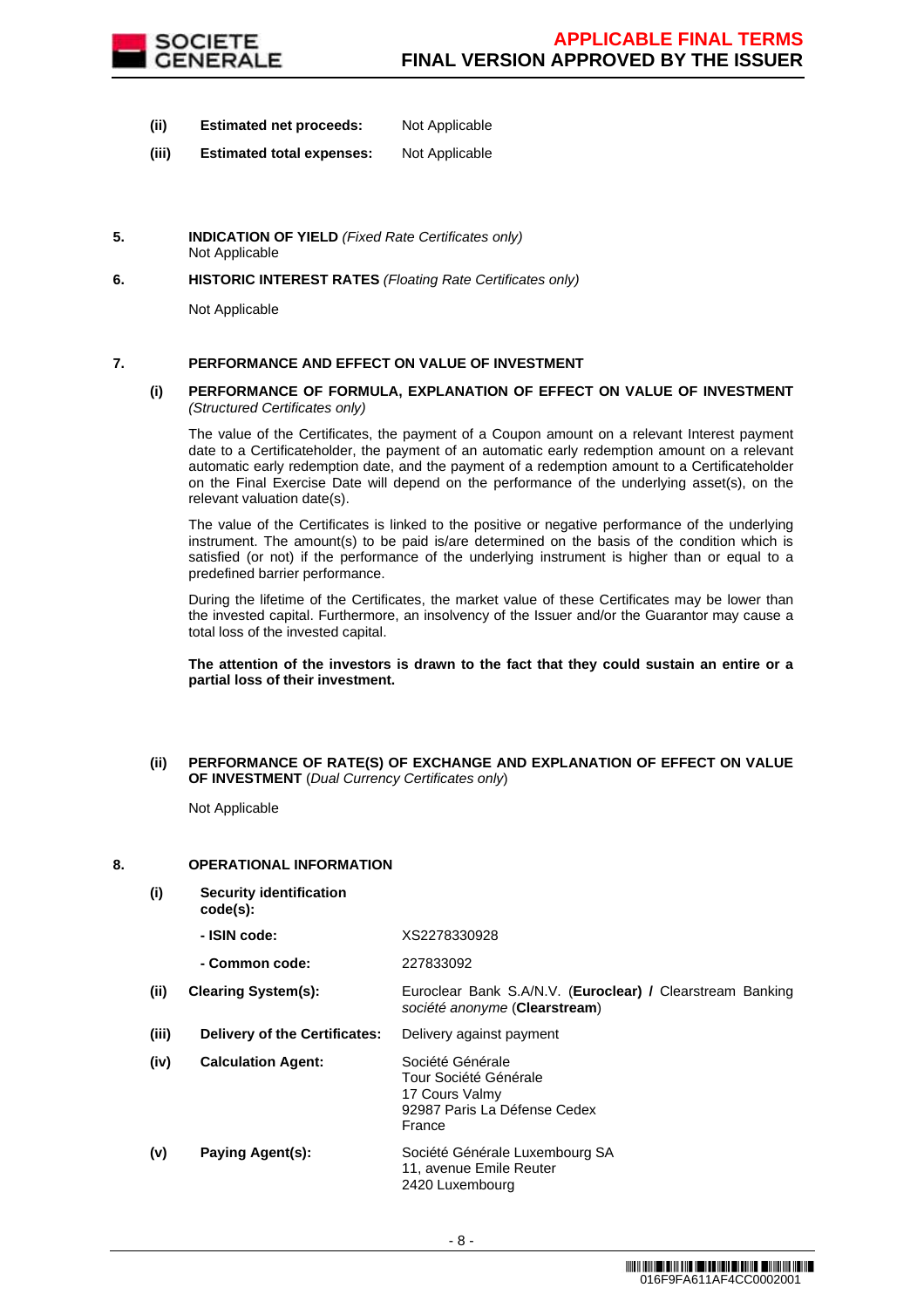**(ii) Estimated net proceeds:** Not Applicable

**(iii) Estimated total expenses:** Not Applicable

**5. INDICATION OF YIELD** *(Fixed Rate Certificates only)*

Not Applicable

**6. HISTORIC INTEREST RATES** *(Floating Rate Certificates only)*

Not Applicable

**7. PERFORMANCE AND EFFECT ON VALUE OF INVESTMENT**

**(i) PERFORMANCE OF FORMULA, EXPLANATION OF EFFECT ON VALUE OF INVESTMENT** *(Structured Certificates only)*

The value of the Certificates, the payment of a Coupon amount on a relevant Interest payment date to a Certificateholder, the payment of an automatic early redemption amount on a relevant automatic early redemption date, and the payment of a redemption amount to a Certificateholder on the Final Exercise Date will depend on the performance of the underlying asset(s), on the relevant valuation date(s).

The value of the Certificates is linked to the positive or negative performance of the underlying instrument. The amount(s) to be paid is/are determined on the basis of the condition which is satisfied (or not) if the performance of the underlying instrument is higher than or equal to a predefined barrier performance.

During the lifetime of the Certificates, the market value of these Certificates may be lower than the invested capital. Furthermore, an insolvency of the Issuer and/or the Guarantor may cause a total loss of the invested capital.

**The attention of the investors is drawn to the fact that they could sustain an entire or a partial loss of their investment.**

**(ii) PERFORMANCE OF RATE(S) OF EXCHANGE AND EXPLANATION OF EFFECT ON VALUE OF INVESTMENT** (*Dual Currency Certificates only*)

Not Applicable

**8. OPERATIONAL INFORMATION**

**(i) Security identification code(s):**

**- ISIN code:** XS2278330928

**- Common code:** 227833092

**(ii) Clearing System(s):** Euroclear Bank S.A/N.V. (**Euroclear) /** Clearstream Banking *société anonyme* (**Clearstream**)

**(iii) Delivery of the Certificates:** Delivery against payment

**(iv) Calculation Agent:** Société Générale
Tour Société Générale
17 Cours Valmy
92987 Paris La Défense Cedex
France

**(v) Paying Agent(s):** Société Générale Luxembourg SA
11, avenue Emile Reuter
2420 Luxembourg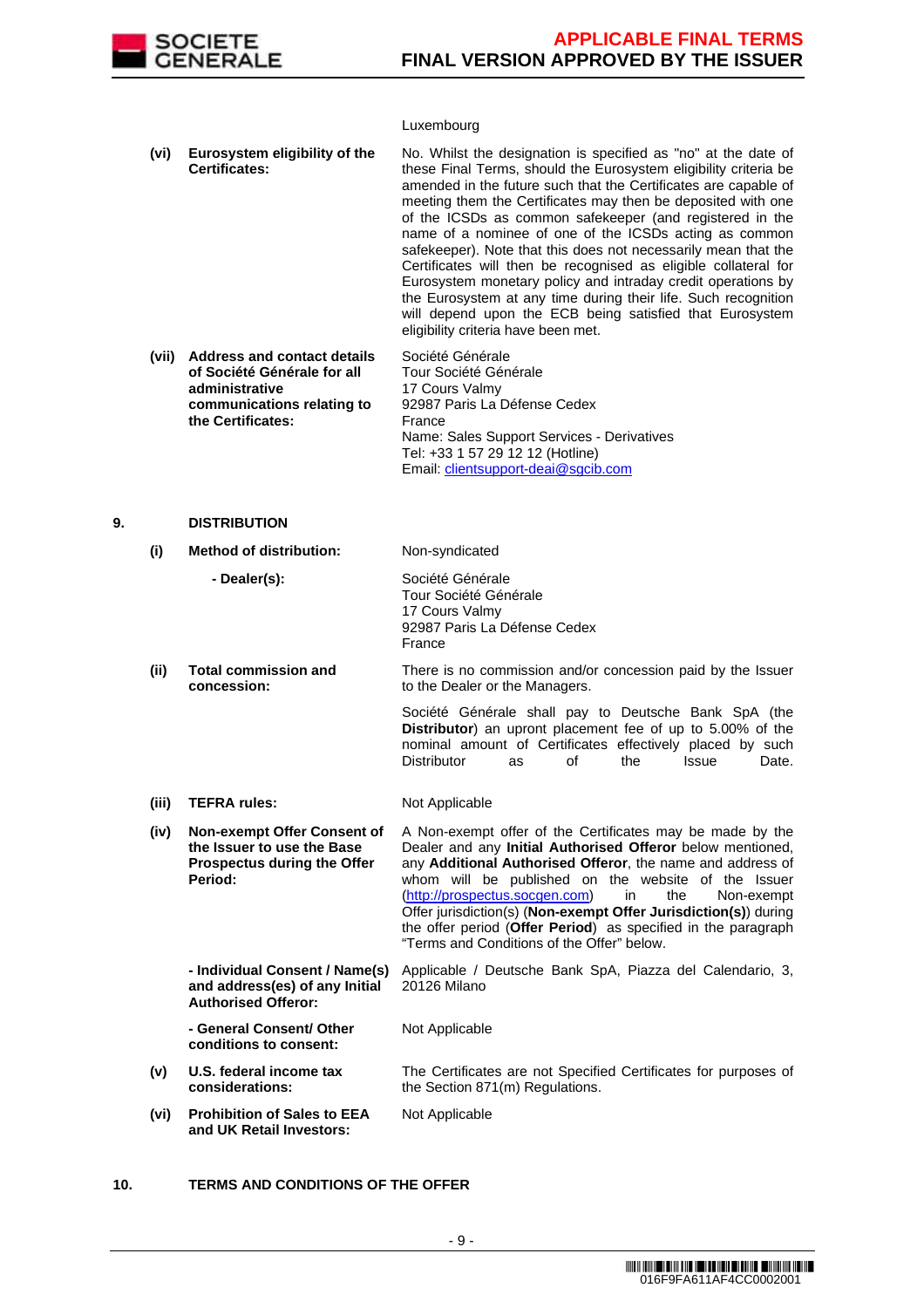| | | |
|---|---|---|
| | | Luxembourg |
| **(vi)** | **Eurosystem eligibility of the Certificates:** | No. Whilst the designation is specified as "no" at the date of these Final Terms, should the Eurosystem eligibility criteria be amended in the future such that the Certificates are capable of meeting them the Certificates may then be deposited with one of the ICSDs as common safekeeper (and registered in the name of a nominee of one of the ICSDs acting as common safekeeper). Note that this does not necessarily mean that the Certificates will then be recognised as eligible collateral for Eurosystem monetary policy and intraday credit operations by the Eurosystem at any time during their life. Such recognition will depend upon the ECB being satisfied that Eurosystem eligibility criteria have been met. |
| **(vii)** | **Address and contact details of Société Générale for all administrative communications relating to the Certificates:** | Société Générale<br>Tour Société Générale<br>17 Cours Valmy<br>92987 Paris La Défense Cedex<br>France<br>Name: Sales Support Services - Derivatives<br>Tel: +33 1 57 29 12 12 (Hotline)<br>Email: clientsupport-deai@sgcib.com |

## 9. DISTRIBUTION

| | | |
|---|---|---|
| **(i)** | **Method of distribution:** | Non-syndicated |
| | **- Dealer(s):** | Société Générale<br>Tour Société Générale<br>17 Cours Valmy<br>92987 Paris La Défense Cedex<br>France |
| **(ii)** | **Total commission and concession:** | There is no commission and/or concession paid by the Issuer to the Dealer or the Managers.<br><br>Société Générale shall pay to Deutsche Bank SpA (the **Distributor**) an upront placement fee of up to 5.00% of the nominal amount of Certificates effectively placed by such Distributor as of the Issue Date. |
| **(iii)** | **TEFRA rules:** | Not Applicable |
| **(iv)** | **Non-exempt Offer Consent of the Issuer to use the Base Prospectus during the Offer Period:** | A Non-exempt offer of the Certificates may be made by the Dealer and any **Initial Authorised Offeror** below mentioned, any **Additional Authorised Offeror**, the name and address of whom will be published on the website of the Issuer (http://prospectus.socgen.com) in the Non-exempt Offer jurisdiction(s) (**Non-exempt Offer Jurisdiction(s)**) during the offer period (**Offer Period**) as specified in the paragraph "Terms and Conditions of the Offer" below. |
| | **- Individual Consent / Name(s) and address(es) of any Initial Authorised Offeror:** | Applicable / Deutsche Bank SpA, Piazza del Calendario, 3, 20126 Milano |
| | **- General Consent/ Other conditions to consent:** | Not Applicable |
| **(v)** | **U.S. federal income tax considerations:** | The Certificates are not Specified Certificates for purposes of the Section 871(m) Regulations. |
| **(vi)** | **Prohibition of Sales to EEA and UK Retail Investors:** | Not Applicable |

## 10. TERMS AND CONDITIONS OF THE OFFER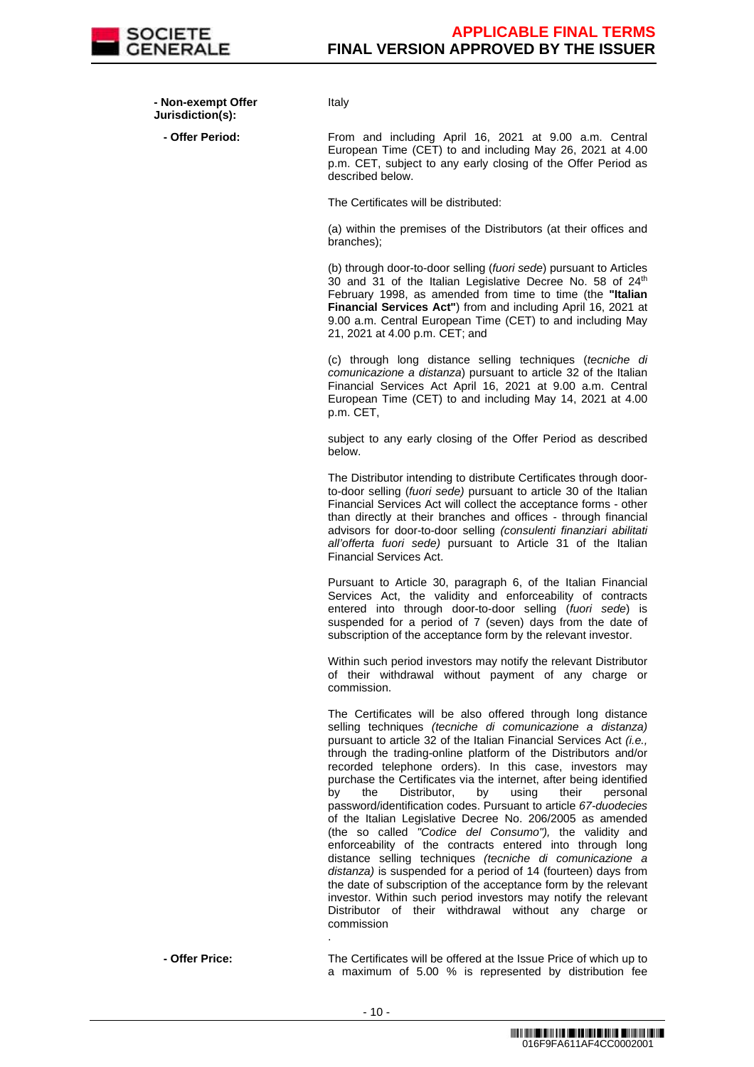| | |
|---|---|
| **- Non-exempt Offer Jurisdiction(s):** | Italy |
| **- Offer Period:** | From and including April 16, 2021 at 9.00 a.m. Central European Time (CET) to and including May 26, 2021 at 4.00 p.m. CET, subject to any early closing of the Offer Period as described below.<br><br>The Certificates will be distributed:<br><br>(a) within the premises of the Distributors (at their offices and branches);<br><br>(b) through door-to-door selling (*fuori sede*) pursuant to Articles 30 and 31 of the Italian Legislative Decree No. 58 of 24th February 1998, as amended from time to time (the **"Italian Financial Services Act"**) from and including April 16, 2021 at 9.00 a.m. Central European Time (CET) to and including May 21, 2021 at 4.00 p.m. CET; and<br><br>(c) through long distance selling techniques (*tecniche di comunicazione a distanza*) pursuant to article 32 of the Italian Financial Services Act April 16, 2021 at 9.00 a.m. Central European Time (CET) to and including May 14, 2021 at 4.00 p.m. CET,<br><br>subject to any early closing of the Offer Period as described below.<br><br>The Distributor intending to distribute Certificates through door-to-door selling (*fuori sede)* pursuant to article 30 of the Italian Financial Services Act will collect the acceptance forms - other than directly at their branches and offices - through financial advisors for door-to-door selling *(consulenti finanziari abilitati all'offerta fuori sede)* pursuant to Article 31 of the Italian Financial Services Act.<br><br>Pursuant to Article 30, paragraph 6, of the Italian Financial Services Act, the validity and enforceability of contracts entered into through door-to-door selling (*fuori sede*) is suspended for a period of 7 (seven) days from the date of subscription of the acceptance form by the relevant investor.<br><br>Within such period investors may notify the relevant Distributor of their withdrawal without payment of any charge or commission.<br><br>The Certificates will be also offered through long distance selling techniques *(tecniche di comunicazione a distanza)* pursuant to article 32 of the Italian Financial Services Act *(i.e.,* through the trading-online platform of the Distributors and/or recorded telephone orders). In this case, investors may purchase the Certificates via the internet, after being identified by the Distributor, by using their personal password/identification codes. Pursuant to article *67-duodecies* of the Italian Legislative Decree No. 206/2005 as amended (the so called *"Codice del Consumo"),* the validity and enforceability of the contracts entered into through long distance selling techniques *(tecniche di comunicazione a distanza)* is suspended for a period of 14 (fourteen) days from the date of subscription of the acceptance form by the relevant investor. Within such period investors may notify the relevant Distributor of their withdrawal without any charge or commission<br><br>. |
| **- Offer Price:** | The Certificates will be offered at the Issue Price of which up to a maximum of 5.00 % is represented by distribution fee |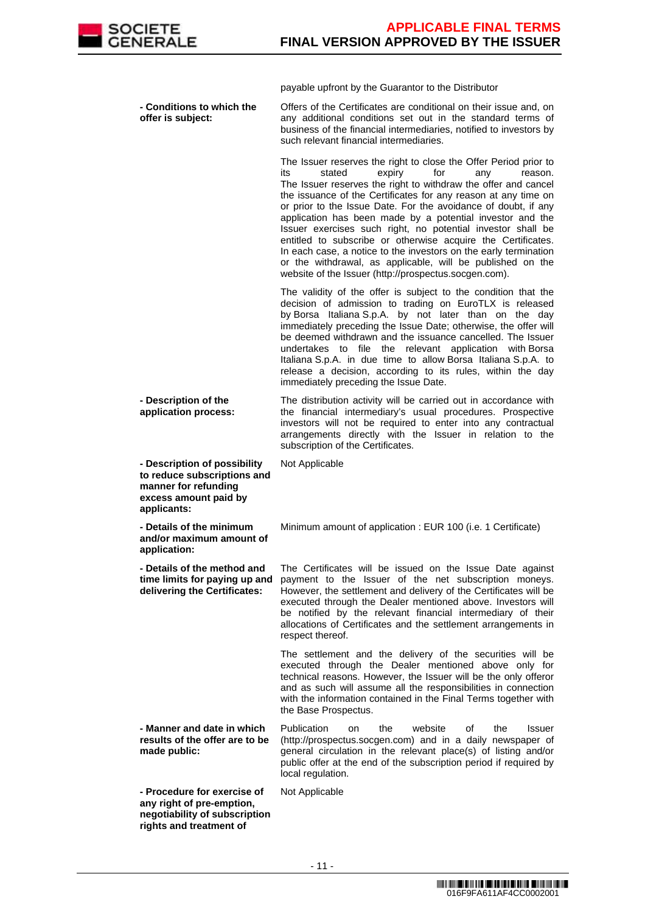| | |
|---|---|
| | payable upfront by the Guarantor to the Distributor |
| **- Conditions to which the offer is subject:** | Offers of the Certificates are conditional on their issue and, on any additional conditions set out in the standard terms of business of the financial intermediaries, notified to investors by such relevant financial intermediaries.<br><br>The Issuer reserves the right to close the Offer Period prior to its stated expiry for any reason. The Issuer reserves the right to withdraw the offer and cancel the issuance of the Certificates for any reason at any time on or prior to the Issue Date. For the avoidance of doubt, if any application has been made by a potential investor and the Issuer exercises such right, no potential investor shall be entitled to subscribe or otherwise acquire the Certificates. In each case, a notice to the investors on the early termination or the withdrawal, as applicable, will be published on the website of the Issuer (http://prospectus.socgen.com).<br><br>The validity of the offer is subject to the condition that the decision of admission to trading on EuroTLX is released by Borsa Italiana S.p.A. by not later than on the day immediately preceding the Issue Date; otherwise, the offer will be deemed withdrawn and the issuance cancelled. The Issuer undertakes to file the relevant application with Borsa Italiana S.p.A. in due time to allow Borsa Italiana S.p.A. to release a decision, according to its rules, within the day immediately preceding the Issue Date. |
| **- Description of the application process:** | The distribution activity will be carried out in accordance with the financial intermediary's usual procedures. Prospective investors will not be required to enter into any contractual arrangements directly with the Issuer in relation to the subscription of the Certificates. |
| **- Description of possibility to reduce subscriptions and manner for refunding excess amount paid by applicants:** | Not Applicable |
| **- Details of the minimum and/or maximum amount of application:** | Minimum amount of application : EUR 100 (i.e. 1 Certificate) |
| **- Details of the method and time limits for paying up and delivering the Certificates:** | The Certificates will be issued on the Issue Date against payment to the Issuer of the net subscription moneys. However, the settlement and delivery of the Certificates will be executed through the Dealer mentioned above. Investors will be notified by the relevant financial intermediary of their allocations of Certificates and the settlement arrangements in respect thereof.<br><br>The settlement and the delivery of the securities will be executed through the Dealer mentioned above only for technical reasons. However, the Issuer will be the only offeror and as such will assume all the responsibilities in connection with the information contained in the Final Terms together with the Base Prospectus. |
| **- Manner and date in which results of the offer are to be made public:** | Publication on the website of the Issuer (http://prospectus.socgen.com) and in a daily newspaper of general circulation in the relevant place(s) of listing and/or public offer at the end of the subscription period if required by local regulation. |
| **- Procedure for exercise of any right of pre-emption, negotiability of subscription rights and treatment of** | Not Applicable |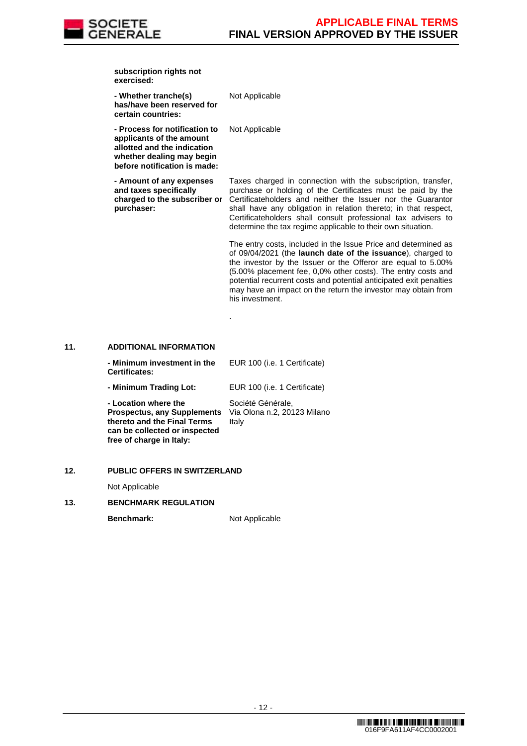| | |
|---|---|
| **subscription rights not exercised:** | |
| **- Whether tranche(s) has/have been reserved for certain countries:** | Not Applicable |
| **- Process for notification to applicants of the amount allotted and the indication whether dealing may begin before notification is made:** | Not Applicable |
| **- Amount of any expenses and taxes specifically charged to the subscriber or purchaser:** | Taxes charged in connection with the subscription, transfer, purchase or holding of the Certificates must be paid by the Certificateholders and neither the Issuer nor the Guarantor shall have any obligation in relation thereto; in that respect, Certificateholders shall consult professional tax advisers to determine the tax regime applicable to their own situation.<br><br>The entry costs, included in the Issue Price and determined as of 09/04/2021 (the **launch date of the issuance**), charged to the investor by the Issuer or the Offeror are equal to 5.00% (5.00% placement fee, 0,0% other costs). The entry costs and potential recurrent costs and potential anticipated exit penalties may have an impact on the return the investor may obtain from his investment.<br><br>. |

## 11. ADDITIONAL INFORMATION

| | |
|---|---|
| **- Minimum investment in the Certificates:** | EUR 100 (i.e. 1 Certificate) |
| **- Minimum Trading Lot:** | EUR 100 (i.e. 1 Certificate) |
| **- Location where the Prospectus, any Supplements thereto and the Final Terms can be collected or inspected free of charge in Italy:** | Société Générale,<br>Via Olona n.2, 20123 Milano<br>Italy |

## 12. PUBLIC OFFERS IN SWITZERLAND

Not Applicable

## 13. BENCHMARK REGULATION

| | |
|---|---|
| **Benchmark:** | Not Applicable |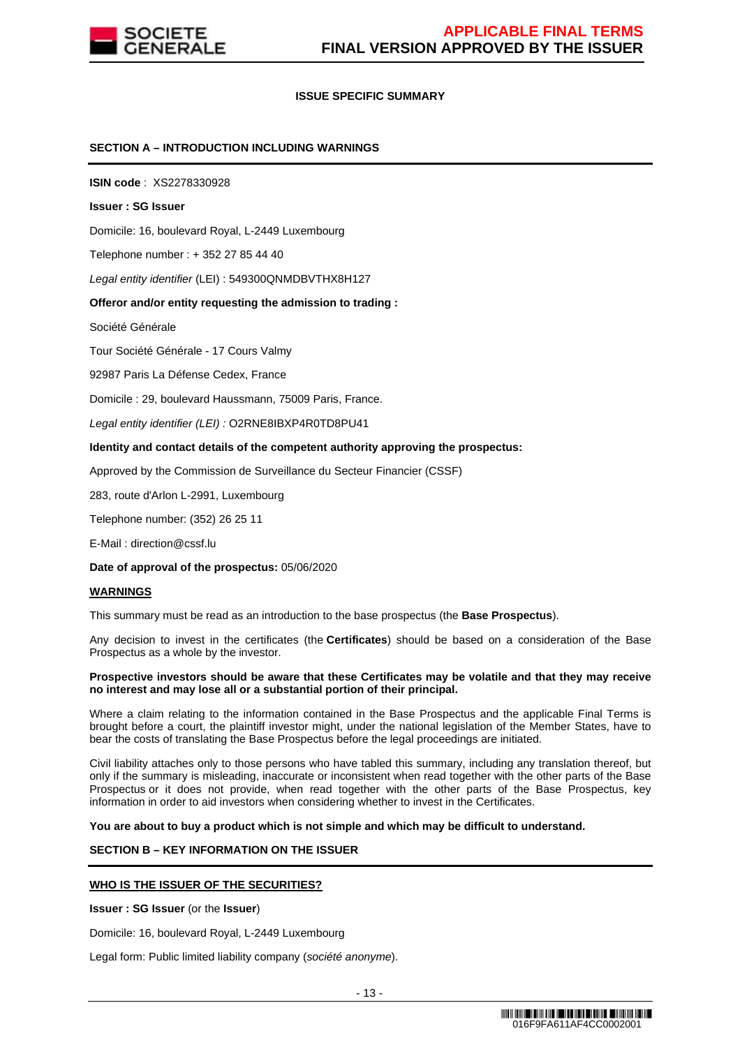## ISSUE SPECIFIC SUMMARY

### SECTION A – INTRODUCTION INCLUDING WARNINGS

**ISIN code** : XS2278330928

**Issuer : SG Issuer**

Domicile: 16, boulevard Royal, L-2449 Luxembourg

Telephone number : + 352 27 85 44 40

*Legal entity identifier* (LEI) : 549300QNMDBVTHX8H127

**Offeror and/or entity requesting the admission to trading :**

Société Générale

Tour Société Générale - 17 Cours Valmy

92987 Paris La Défense Cedex, France

Domicile : 29, boulevard Haussmann, 75009 Paris, France.

*Legal entity identifier (LEI) :* O2RNE8IBXP4R0TD8PU41

**Identity and contact details of the competent authority approving the prospectus:**

Approved by the Commission de Surveillance du Secteur Financier (CSSF)

283, route d'Arlon L-2991, Luxembourg

Telephone number: (352) 26 25 11

E-Mail : direction@cssf.lu

**Date of approval of the prospectus:** 05/06/2020

**WARNINGS**

This summary must be read as an introduction to the base prospectus (the **Base Prospectus**).

Any decision to invest in the certificates (the **Certificates**) should be based on a consideration of the Base Prospectus as a whole by the investor.

**Prospective investors should be aware that these Certificates may be volatile and that they may receive no interest and may lose all or a substantial portion of their principal.**

Where a claim relating to the information contained in the Base Prospectus and the applicable Final Terms is brought before a court, the plaintiff investor might, under the national legislation of the Member States, have to bear the costs of translating the Base Prospectus before the legal proceedings are initiated.

Civil liability attaches only to those persons who have tabled this summary, including any translation thereof, but only if the summary is misleading, inaccurate or inconsistent when read together with the other parts of the Base Prospectus or it does not provide, when read together with the other parts of the Base Prospectus, key information in order to aid investors when considering whether to invest in the Certificates.

**You are about to buy a product which is not simple and which may be difficult to understand.**

### SECTION B – KEY INFORMATION ON THE ISSUER

**WHO IS THE ISSUER OF THE SECURITIES?**

**Issuer : SG Issuer** (or the **Issuer**)

Domicile: 16, boulevard Royal, L-2449 Luxembourg

Legal form: Public limited liability company (*société anonyme*).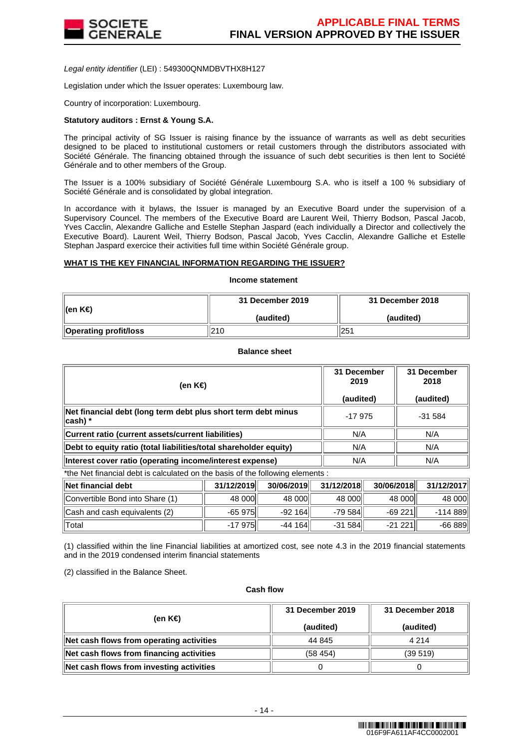*Legal entity identifier* (LEI) : 549300QNMDBVTHX8H127

Legislation under which the Issuer operates: Luxembourg law.

Country of incorporation: Luxembourg.

**Statutory auditors : Ernst & Young S.A.**

The principal activity of SG Issuer is raising finance by the issuance of warrants as well as debt securities designed to be placed to institutional customers or retail customers through the distributors associated with Société Générale. The financing obtained through the issuance of such debt securities is then lent to Société Générale and to other members of the Group.

The Issuer is a 100% subsidiary of Société Générale Luxembourg S.A. who is itself a 100 % subsidiary of Société Générale and is consolidated by global integration.

In accordance with it bylaws, the Issuer is managed by an Executive Board under the supervision of a Supervisory Councel. The members of the Executive Board are Laurent Weil, Thierry Bodson, Pascal Jacob, Yves Cacclin, Alexandre Galliche and Estelle Stephan Jaspard (each individually a Director and collectively the Executive Board). Laurent Weil, Thierry Bodson, Pascal Jacob, Yves Cacclin, Alexandre Galliche et Estelle Stephan Jaspard exercice their activities full time within Société Générale group.

**WHAT IS THE KEY FINANCIAL INFORMATION REGARDING THE ISSUER?**

**Income statement**

| (en K€) | 31 December 2019 (audited) | 31 December 2018 (audited) |
|---|---|---|
| **Operating profit/loss** | 210 | 251 |

**Balance sheet**

| (en K€) | 31 December 2019 (audited) | 31 December 2018 (audited) |
|---|---|---|
| **Net financial debt (long term debt plus short term debt minus cash) *** | -17 975 | -31 584 |
| **Current ratio (current assets/current liabilities)** | N/A | N/A |
| **Debt to equity ratio (total liabilities/total shareholder equity)** | N/A | N/A |
| **Interest cover ratio (operating income/interest expense)** | N/A | N/A |

*the Net financial debt is calculated on the basis of the following elements :

| Net financial debt | 31/12/2019 | 30/06/2019 | 31/12/2018 | 30/06/2018 | 31/12/2017 |
|---|---|---|---|---|---|
| Convertible Bond into Share (1) | 48 000 | 48 000 | 48 000 | 48 000 | 48 000 |
| Cash and cash equivalents (2) | -65 975 | -92 164 | -79 584 | -69 221 | -114 889 |
| Total | -17 975 | -44 164 | -31 584 | -21 221 | -66 889 |

(1) classified within the line Financial liabilities at amortized cost, see note 4.3 in the 2019 financial statements and in the 2019 condensed interim financial statements

(2) classified in the Balance Sheet.

**Cash flow**

| (en K€) | 31 December 2019 (audited) | 31 December 2018 (audited) |
|---|---|---|
| **Net cash flows from operating activities** | 44 845 | 4 214 |
| **Net cash flows from financing activities** | (58 454) | (39 519) |
| **Net cash flows from investing activities** | 0 | 0 |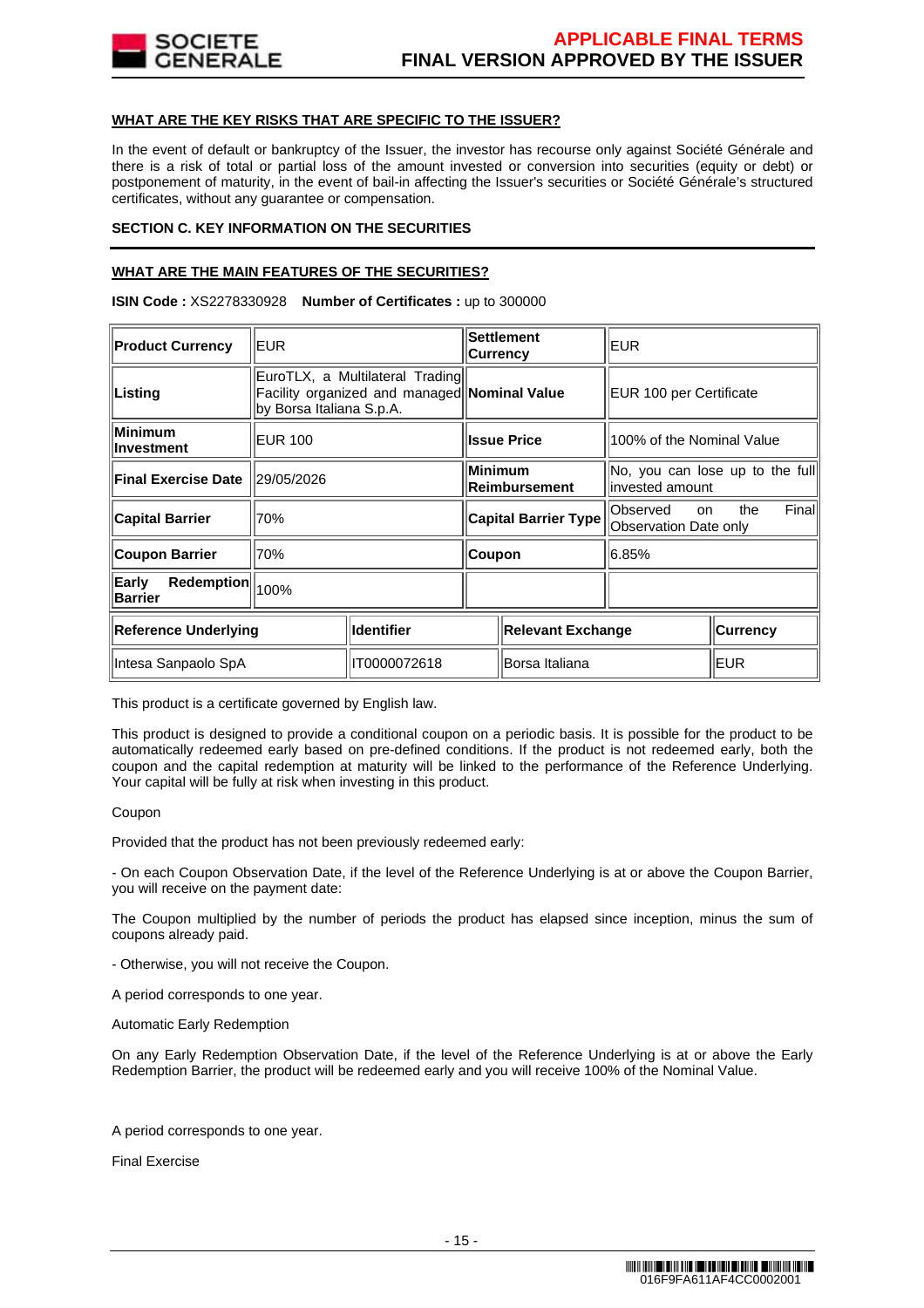**WHAT ARE THE KEY RISKS THAT ARE SPECIFIC TO THE ISSUER?**

In the event of default or bankruptcy of the Issuer, the investor has recourse only against Société Générale and there is a risk of total or partial loss of the amount invested or conversion into securities (equity or debt) or postponement of maturity, in the event of bail-in affecting the Issuer's securities or Société Générale's structured certificates, without any guarantee or compensation.

**SECTION C. KEY INFORMATION ON THE SECURITIES**

**WHAT ARE THE MAIN FEATURES OF THE SECURITIES?**

**ISIN Code :** XS2278330928 **Number of Certificates :** up to 300000

| **Product Currency** | EUR | **Settlement Currency** | EUR |
|---|---|---|---|
| **Listing** | EuroTLX, a Multilateral Trading Facility organized and managed by Borsa Italiana S.p.A. | **Nominal Value** | EUR 100 per Certificate |
| **Minimum Investment** | EUR 100 | **Issue Price** | 100% of the Nominal Value |
| **Final Exercise Date** | 29/05/2026 | **Minimum Reimbursement** | No, you can lose up to the full invested amount |
| **Capital Barrier** | 70% | **Capital Barrier Type** | Observed on the Final Observation Date only |
| **Coupon Barrier** | 70% | **Coupon** | 6.85% |
| **Early Redemption Barrier** | 100% | | |

| **Reference Underlying** | **Identifier** | **Relevant Exchange** | **Currency** |
|---|---|---|---|
| Intesa Sanpaolo SpA | IT0000072618 | Borsa Italiana | EUR |

This product is a certificate governed by English law.

This product is designed to provide a conditional coupon on a periodic basis. It is possible for the product to be automatically redeemed early based on pre-defined conditions. If the product is not redeemed early, both the coupon and the capital redemption at maturity will be linked to the performance of the Reference Underlying. Your capital will be fully at risk when investing in this product.

Coupon

Provided that the product has not been previously redeemed early:

- On each Coupon Observation Date, if the level of the Reference Underlying is at or above the Coupon Barrier, you will receive on the payment date:

The Coupon multiplied by the number of periods the product has elapsed since inception, minus the sum of coupons already paid.

- Otherwise, you will not receive the Coupon.

A period corresponds to one year.

Automatic Early Redemption

On any Early Redemption Observation Date, if the level of the Reference Underlying is at or above the Early Redemption Barrier, the product will be redeemed early and you will receive 100% of the Nominal Value.

A period corresponds to one year.

Final Exercise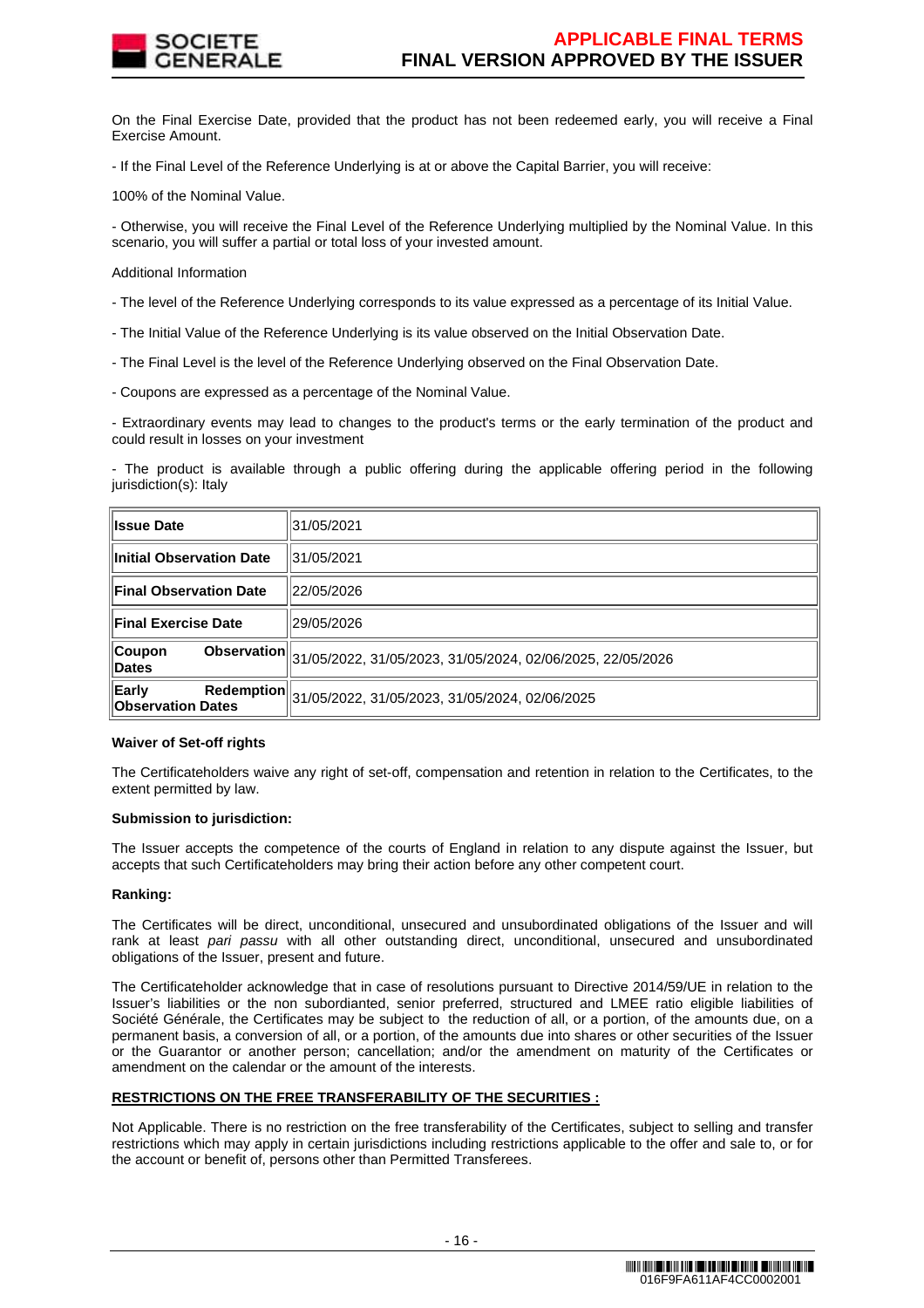On the Final Exercise Date, provided that the product has not been redeemed early, you will receive a Final Exercise Amount.

- If the Final Level of the Reference Underlying is at or above the Capital Barrier, you will receive:

100% of the Nominal Value.

- Otherwise, you will receive the Final Level of the Reference Underlying multiplied by the Nominal Value. In this scenario, you will suffer a partial or total loss of your invested amount.

Additional Information

- The level of the Reference Underlying corresponds to its value expressed as a percentage of its Initial Value.

- The Initial Value of the Reference Underlying is its value observed on the Initial Observation Date.

- The Final Level is the level of the Reference Underlying observed on the Final Observation Date.

- Coupons are expressed as a percentage of the Nominal Value.

- Extraordinary events may lead to changes to the product's terms or the early termination of the product and could result in losses on your investment

- The product is available through a public offering during the applicable offering period in the following jurisdiction(s): Italy

| | |
|---|---|
| **Issue Date** | 31/05/2021 |
| **Initial Observation Date** | 31/05/2021 |
| **Final Observation Date** | 22/05/2026 |
| **Final Exercise Date** | 29/05/2026 |
| **Coupon Observation Dates** | 31/05/2022, 31/05/2023, 31/05/2024, 02/06/2025, 22/05/2026 |
| **Early Redemption Observation Dates** | 31/05/2022, 31/05/2023, 31/05/2024, 02/06/2025 |

**Waiver of Set-off rights**

The Certificateholders waive any right of set-off, compensation and retention in relation to the Certificates, to the extent permitted by law.

**Submission to jurisdiction:**

The Issuer accepts the competence of the courts of England in relation to any dispute against the Issuer, but accepts that such Certificateholders may bring their action before any other competent court.

**Ranking:**

The Certificates will be direct, unconditional, unsecured and unsubordinated obligations of the Issuer and will rank at least *pari passu* with all other outstanding direct, unconditional, unsecured and unsubordinated obligations of the Issuer, present and future.

The Certificateholder acknowledge that in case of resolutions pursuant to Directive 2014/59/UE in relation to the Issuer's liabilities or the non subordianted, senior preferred, structured and LMEE ratio eligible liabilities of Société Générale, the Certificates may be subject to the reduction of all, or a portion, of the amounts due, on a permanent basis, a conversion of all, or a portion, of the amounts due into shares or other securities of the Issuer or the Guarantor or another person; cancellation; and/or the amendment on maturity of the Certificates or amendment on the calendar or the amount of the interests.

**RESTRICTIONS ON THE FREE TRANSFERABILITY OF THE SECURITIES :**

Not Applicable. There is no restriction on the free transferability of the Certificates, subject to selling and transfer restrictions which may apply in certain jurisdictions including restrictions applicable to the offer and sale to, or for the account or benefit of, persons other than Permitted Transferees.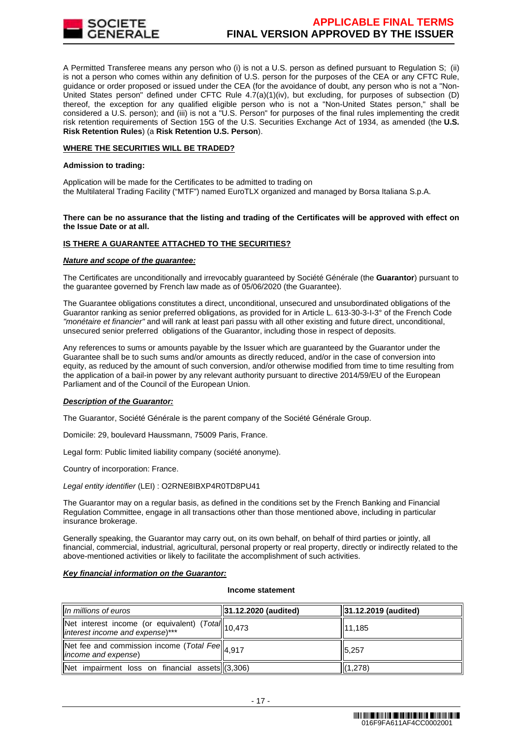A Permitted Transferee means any person who (i) is not a U.S. person as defined pursuant to Regulation S; (ii) is not a person who comes within any definition of U.S. person for the purposes of the CEA or any CFTC Rule, guidance or order proposed or issued under the CEA (for the avoidance of doubt, any person who is not a "Non-United States person" defined under CFTC Rule 4.7(a)(1)(iv), but excluding, for purposes of subsection (D) thereof, the exception for any qualified eligible person who is not a "Non-United States person," shall be considered a U.S. person); and (iii) is not a "U.S. Person" for purposes of the final rules implementing the credit risk retention requirements of Section 15G of the U.S. Securities Exchange Act of 1934, as amended (the **U.S. Risk Retention Rules**) (a **Risk Retention U.S. Person**).

**WHERE THE SECURITIES WILL BE TRADED?**

**Admission to trading:**

Application will be made for the Certificates to be admitted to trading on the Multilateral Trading Facility ("MTF") named EuroTLX organized and managed by Borsa Italiana S.p.A.

**There can be no assurance that the listing and trading of the Certificates will be approved with effect on the Issue Date or at all.**

**IS THERE A GUARANTEE ATTACHED TO THE SECURITIES?**

***Nature and scope of the guarantee:***

The Certificates are unconditionally and irrevocably guaranteed by Société Générale (the **Guarantor**) pursuant to the guarantee governed by French law made as of 05/06/2020 (the Guarantee).

The Guarantee obligations constitutes a direct, unconditional, unsecured and unsubordinated obligations of the Guarantor ranking as senior preferred obligations, as provided for in Article L. 613-30-3-I-3° of the French Code *"monétaire et financier"* and will rank at least pari passu with all other existing and future direct, unconditional, unsecured senior preferred obligations of the Guarantor, including those in respect of deposits.

Any references to sums or amounts payable by the Issuer which are guaranteed by the Guarantor under the Guarantee shall be to such sums and/or amounts as directly reduced, and/or in the case of conversion into equity, as reduced by the amount of such conversion, and/or otherwise modified from time to time resulting from the application of a bail-in power by any relevant authority pursuant to directive 2014/59/EU of the European Parliament and of the Council of the European Union.

***Description of the Guarantor:***

The Guarantor, Société Générale is the parent company of the Société Générale Group.

Domicile: 29, boulevard Haussmann, 75009 Paris, France.

Legal form: Public limited liability company (société anonyme).

Country of incorporation: France.

*Legal entity identifier* (LEI) : O2RNE8IBXP4R0TD8PU41

The Guarantor may on a regular basis, as defined in the conditions set by the French Banking and Financial Regulation Committee, engage in all transactions other than those mentioned above, including in particular insurance brokerage.

Generally speaking, the Guarantor may carry out, on its own behalf, on behalf of third parties or jointly, all financial, commercial, industrial, agricultural, personal property or real property, directly or indirectly related to the above-mentioned activities or likely to facilitate the accomplishment of such activities.

***Key financial information on the Guarantor:***

**Income statement**

| *In millions of euros* | **31.12.2020 (audited)** | **31.12.2019 (audited)** |
|---|---|---|
| Net interest income (or equivalent) (*Total interest income and expense*)*** | 10,473 | 11,185 |
| Net fee and commission income (*Total Fee income and expense*) | 4,917 | 5,257 |
| Net impairment loss on financial assets | (3,306) | (1,278) |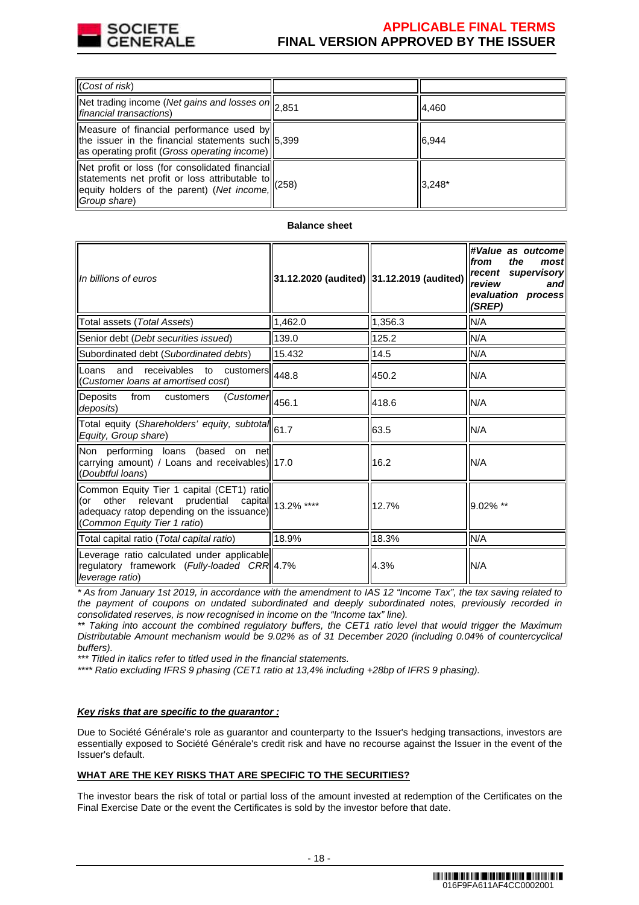| | | |
|---|---|---|
| (*Cost of risk*) | | |
| Net trading income (*Net gains and losses on financial transactions*) | 2,851 | 4,460 |
| Measure of financial performance used by the issuer in the financial statements such as operating profit (*Gross operating income*) | 5,399 | 6,944 |
| Net profit or loss (for consolidated financial statements net profit or loss attributable to equity holders of the parent) (*Net income, Group share*) | (258) | 3,248* |

**Balance sheet**

| *In billions of euros* | **31.12.2020 (audited)** | **31.12.2019 (audited)** | ***#Value as outcome from the most recent supervisory review and evaluation process (SREP)*** |
|---|---|---|---|
| Total assets (*Total Assets*) | 1,462.0 | 1,356.3 | N/A |
| Senior debt (*Debt securities issued*) | 139.0 | 125.2 | N/A |
| Subordinated debt (*Subordinated debts*) | 15.432 | 14.5 | N/A |
| Loans and receivables to customers (*Customer loans at amortised cost*) | 448.8 | 450.2 | N/A |
| Deposits from customers (*Customer deposits*) | 456.1 | 418.6 | N/A |
| Total equity (*Shareholders' equity, subtotal Equity, Group share*) | 61.7 | 63.5 | N/A |
| Non performing loans (based on net carrying amount) / Loans and receivables) (*Doubtful loans*) | 17.0 | 16.2 | N/A |
| Common Equity Tier 1 capital (CET1) ratio (or other relevant prudential capital adequacy ratop depending on the issuance) (*Common Equity Tier 1 ratio*) | 13.2% **** | 12.7% | 9.02% ** |
| Total capital ratio (*Total capital ratio*) | 18.9% | 18.3% | N/A |
| Leverage ratio calculated under applicable regulatory framework (*Fully-loaded CRR leverage ratio*) | 4.7% | 4.3% | N/A |

*\* As from January 1st 2019, in accordance with the amendment to IAS 12 "Income Tax", the tax saving related to the payment of coupons on undated subordinated and deeply subordinated notes, previously recorded in consolidated reserves, is now recognised in income on the "Income tax" line).*

*\*\* Taking into account the combined regulatory buffers, the CET1 ratio level that would trigger the Maximum Distributable Amount mechanism would be 9.02% as of 31 December 2020 (including 0.04% of countercyclical buffers).*

*\*\*\* Titled in italics refer to titled used in the financial statements.*

*\*\*\*\* Ratio excluding IFRS 9 phasing (CET1 ratio at 13,4% including +28bp of IFRS 9 phasing).*

***Key risks that are specific to the guarantor :***

Due to Société Générale's role as guarantor and counterparty to the Issuer's hedging transactions, investors are essentially exposed to Société Générale's credit risk and have no recourse against the Issuer in the event of the Issuer's default.

**WHAT ARE THE KEY RISKS THAT ARE SPECIFIC TO THE SECURITIES?**

The investor bears the risk of total or partial loss of the amount invested at redemption of the Certificates on the Final Exercise Date or the event the Certificates is sold by the investor before that date.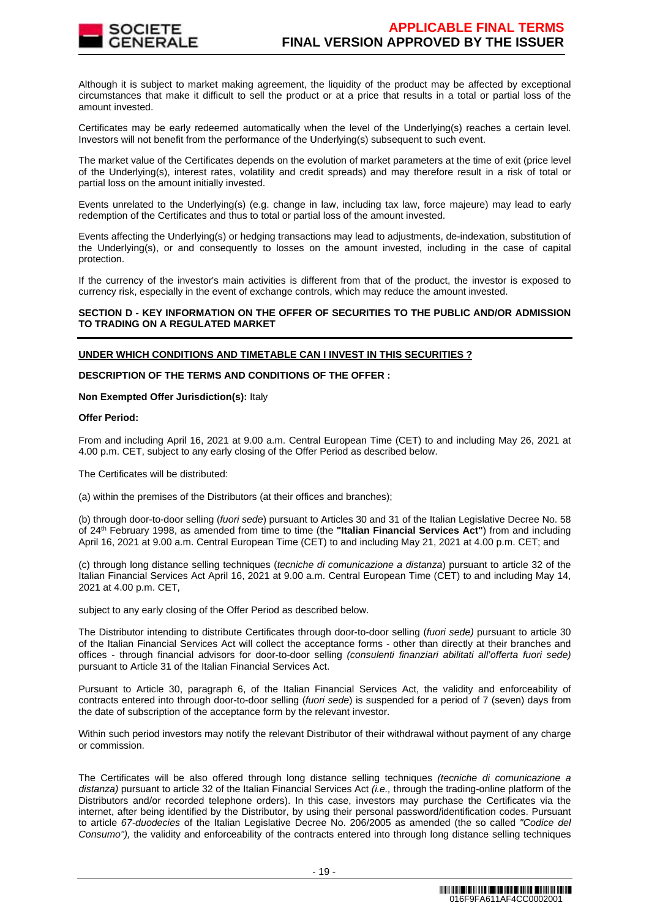Although it is subject to market making agreement, the liquidity of the product may be affected by exceptional circumstances that make it difficult to sell the product or at a price that results in a total or partial loss of the amount invested.

Certificates may be early redeemed automatically when the level of the Underlying(s) reaches a certain level. Investors will not benefit from the performance of the Underlying(s) subsequent to such event.

The market value of the Certificates depends on the evolution of market parameters at the time of exit (price level of the Underlying(s), interest rates, volatility and credit spreads) and may therefore result in a risk of total or partial loss on the amount initially invested.

Events unrelated to the Underlying(s) (e.g. change in law, including tax law, force majeure) may lead to early redemption of the Certificates and thus to total or partial loss of the amount invested.

Events affecting the Underlying(s) or hedging transactions may lead to adjustments, de-indexation, substitution of the Underlying(s), or and consequently to losses on the amount invested, including in the case of capital protection.

If the currency of the investor's main activities is different from that of the product, the investor is exposed to currency risk, especially in the event of exchange controls, which may reduce the amount invested.

## SECTION D - KEY INFORMATION ON THE OFFER OF SECURITIES TO THE PUBLIC AND/OR ADMISSION TO TRADING ON A REGULATED MARKET

**UNDER WHICH CONDITIONS AND TIMETABLE CAN I INVEST IN THIS SECURITIES ?**

**DESCRIPTION OF THE TERMS AND CONDITIONS OF THE OFFER :**

**Non Exempted Offer Jurisdiction(s):** Italy

**Offer Period:**

From and including April 16, 2021 at 9.00 a.m. Central European Time (CET) to and including May 26, 2021 at 4.00 p.m. CET, subject to any early closing of the Offer Period as described below.

The Certificates will be distributed:

(a) within the premises of the Distributors (at their offices and branches);

(b) through door-to-door selling (*fuori sede*) pursuant to Articles 30 and 31 of the Italian Legislative Decree No. 58 of 24th February 1998, as amended from time to time (the **"Italian Financial Services Act"**) from and including April 16, 2021 at 9.00 a.m. Central European Time (CET) to and including May 21, 2021 at 4.00 p.m. CET; and

(c) through long distance selling techniques (*tecniche di comunicazione a distanza*) pursuant to article 32 of the Italian Financial Services Act April 16, 2021 at 9.00 a.m. Central European Time (CET) to and including May 14, 2021 at 4.00 p.m. CET,

subject to any early closing of the Offer Period as described below.

The Distributor intending to distribute Certificates through door-to-door selling (*fuori sede)* pursuant to article 30 of the Italian Financial Services Act will collect the acceptance forms - other than directly at their branches and offices - through financial advisors for door-to-door selling *(consulenti finanziari abilitati all'offerta fuori sede)* pursuant to Article 31 of the Italian Financial Services Act.

Pursuant to Article 30, paragraph 6, of the Italian Financial Services Act, the validity and enforceability of contracts entered into through door-to-door selling (*fuori sede*) is suspended for a period of 7 (seven) days from the date of subscription of the acceptance form by the relevant investor.

Within such period investors may notify the relevant Distributor of their withdrawal without payment of any charge or commission.

The Certificates will be also offered through long distance selling techniques *(tecniche di comunicazione a distanza)* pursuant to article 32 of the Italian Financial Services Act *(i.e.,* through the trading-online platform of the Distributors and/or recorded telephone orders). In this case, investors may purchase the Certificates via the internet, after being identified by the Distributor, by using their personal password/identification codes. Pursuant to article *67-duodecies* of the Italian Legislative Decree No. 206/2005 as amended (the so called *"Codice del Consumo"),* the validity and enforceability of the contracts entered into through long distance selling techniques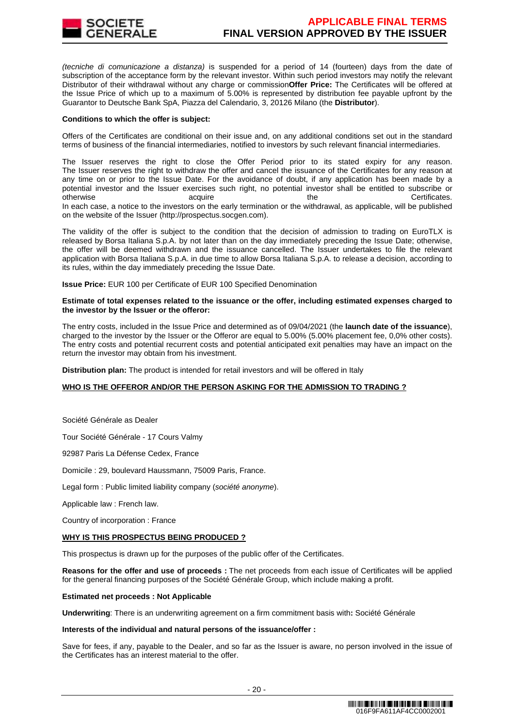*(tecniche di comunicazione a distanza)* is suspended for a period of 14 (fourteen) days from the date of subscription of the acceptance form by the relevant investor. Within such period investors may notify the relevant Distributor of their withdrawal without any charge or commission**Offer Price:** The Certificates will be offered at the Issue Price of which up to a maximum of 5.00% is represented by distribution fee payable upfront by the Guarantor to Deutsche Bank SpA, Piazza del Calendario, 3, 20126 Milano (the **Distributor**).

**Conditions to which the offer is subject:**

Offers of the Certificates are conditional on their issue and, on any additional conditions set out in the standard terms of business of the financial intermediaries, notified to investors by such relevant financial intermediaries.

The Issuer reserves the right to close the Offer Period prior to its stated expiry for any reason. The Issuer reserves the right to withdraw the offer and cancel the issuance of the Certificates for any reason at any time on or prior to the Issue Date. For the avoidance of doubt, if any application has been made by a potential investor and the Issuer exercises such right, no potential investor shall be entitled to subscribe or otherwise acquire the Certificates.
In each case, a notice to the investors on the early termination or the withdrawal, as applicable, will be published on the website of the Issuer (http://prospectus.socgen.com).

The validity of the offer is subject to the condition that the decision of admission to trading on EuroTLX is released by Borsa Italiana S.p.A. by not later than on the day immediately preceding the Issue Date; otherwise, the offer will be deemed withdrawn and the issuance cancelled. The Issuer undertakes to file the relevant application with Borsa Italiana S.p.A. in due time to allow Borsa Italiana S.p.A. to release a decision, according to its rules, within the day immediately preceding the Issue Date.

**Issue Price:** EUR 100 per Certificate of EUR 100 Specified Denomination

**Estimate of total expenses related to the issuance or the offer, including estimated expenses charged to the investor by the Issuer or the offeror:**

The entry costs, included in the Issue Price and determined as of 09/04/2021 (the **launch date of the issuance**), charged to the investor by the Issuer or the Offeror are equal to 5.00% (5.00% placement fee, 0,0% other costs). The entry costs and potential recurrent costs and potential anticipated exit penalties may have an impact on the return the investor may obtain from his investment.

**Distribution plan:** The product is intended for retail investors and will be offered in Italy

**WHO IS THE OFFEROR AND/OR THE PERSON ASKING FOR THE ADMISSION TO TRADING ?**

Société Générale as Dealer

Tour Société Générale - 17 Cours Valmy

92987 Paris La Défense Cedex, France

Domicile : 29, boulevard Haussmann, 75009 Paris, France.

Legal form : Public limited liability company (*société anonyme*).

Applicable law : French law.

Country of incorporation : France

**WHY IS THIS PROSPECTUS BEING PRODUCED ?**

This prospectus is drawn up for the purposes of the public offer of the Certificates.

**Reasons for the offer and use of proceeds :** The net proceeds from each issue of Certificates will be applied for the general financing purposes of the Société Générale Group, which include making a profit.

**Estimated net proceeds : Not Applicable**

**Underwriting**: There is an underwriting agreement on a firm commitment basis with**:** Société Générale

**Interests of the individual and natural persons of the issuance/offer :**

Save for fees, if any, payable to the Dealer, and so far as the Issuer is aware, no person involved in the issue of the Certificates has an interest material to the offer.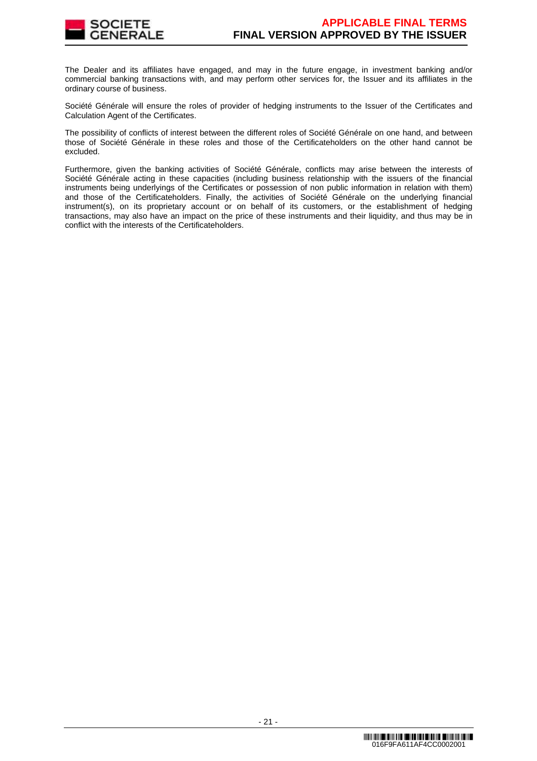The Dealer and its affiliates have engaged, and may in the future engage, in investment banking and/or commercial banking transactions with, and may perform other services for, the Issuer and its affiliates in the ordinary course of business.

Société Générale will ensure the roles of provider of hedging instruments to the Issuer of the Certificates and Calculation Agent of the Certificates.

The possibility of conflicts of interest between the different roles of Société Générale on one hand, and between those of Société Générale in these roles and those of the Certificateholders on the other hand cannot be excluded.

Furthermore, given the banking activities of Société Générale, conflicts may arise between the interests of Société Générale acting in these capacities (including business relationship with the issuers of the financial instruments being underlyings of the Certificates or possession of non public information in relation with them) and those of the Certificateholders. Finally, the activities of Société Générale on the underlying financial instrument(s), on its proprietary account or on behalf of its customers, or the establishment of hedging transactions, may also have an impact on the price of these instruments and their liquidity, and thus may be in conflict with the interests of the Certificateholders.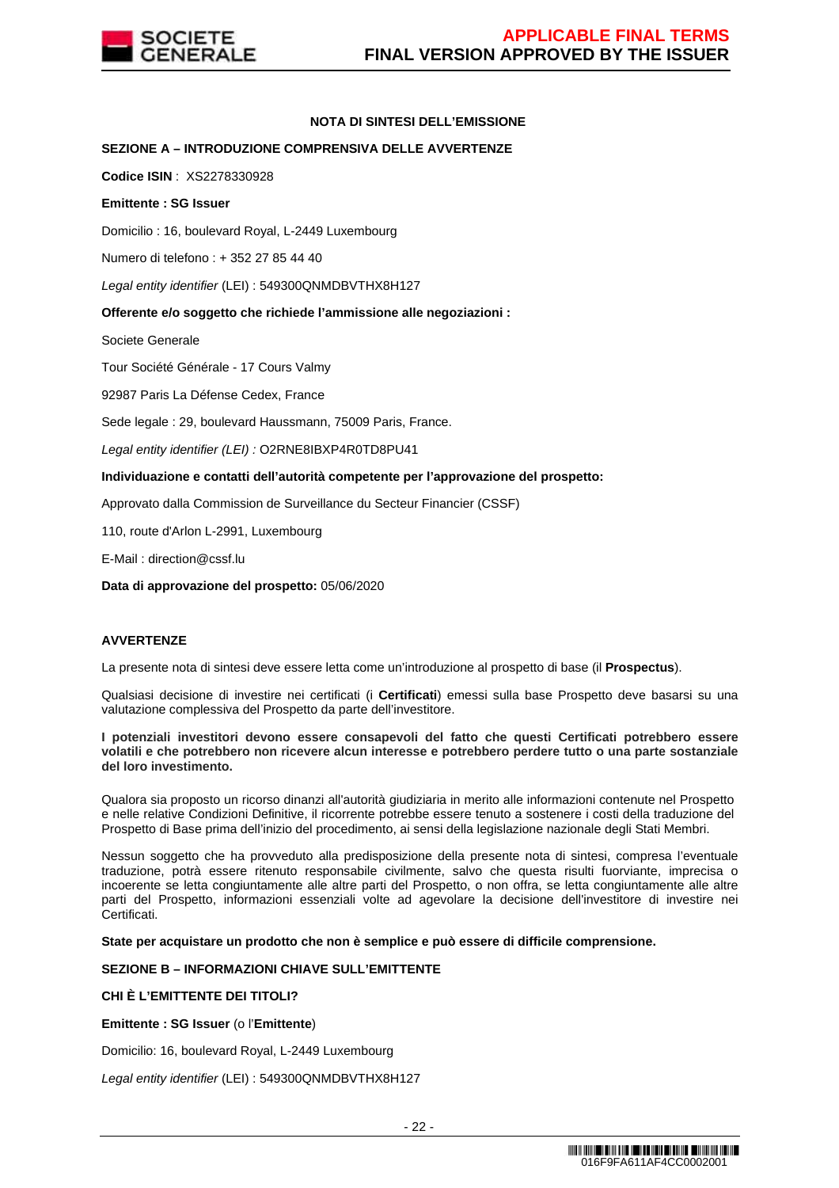**NOTA DI SINTESI DELL'EMISSIONE**

**SEZIONE A – INTRODUZIONE COMPRENSIVA DELLE AVVERTENZE**

**Codice ISIN** : XS2278330928

**Emittente : SG Issuer**

Domicilio : 16, boulevard Royal, L-2449 Luxembourg

Numero di telefono : + 352 27 85 44 40

*Legal entity identifier* (LEI) : 549300QNMDBVTHX8H127

**Offerente e/o soggetto che richiede l'ammissione alle negoziazioni :**

Societe Generale

Tour Société Générale - 17 Cours Valmy

92987 Paris La Défense Cedex, France

Sede legale : 29, boulevard Haussmann, 75009 Paris, France.

*Legal entity identifier (LEI) :* O2RNE8IBXP4R0TD8PU41

**Individuazione e contatti dell'autorità competente per l'approvazione del prospetto:**

Approvato dalla Commission de Surveillance du Secteur Financier (CSSF)

110, route d'Arlon L-2991, Luxembourg

E-Mail : direction@cssf.lu

**Data di approvazione del prospetto:** 05/06/2020

**AVVERTENZE**

La presente nota di sintesi deve essere letta come un'introduzione al prospetto di base (il **Prospectus**).

Qualsiasi decisione di investire nei certificati (i **Certificati**) emessi sulla base Prospetto deve basarsi su una valutazione complessiva del Prospetto da parte dell'investitore.

**I potenziali investitori devono essere consapevoli del fatto che questi Certificati potrebbero essere volatili e che potrebbero non ricevere alcun interesse e potrebbero perdere tutto o una parte sostanziale del loro investimento.**

Qualora sia proposto un ricorso dinanzi all'autorità giudiziaria in merito alle informazioni contenute nel Prospetto e nelle relative Condizioni Definitive, il ricorrente potrebbe essere tenuto a sostenere i costi della traduzione del Prospetto di Base prima dell'inizio del procedimento, ai sensi della legislazione nazionale degli Stati Membri.

Nessun soggetto che ha provveduto alla predisposizione della presente nota di sintesi, compresa l'eventuale traduzione, potrà essere ritenuto responsabile civilmente, salvo che questa risulti fuorviante, imprecisa o incoerente se letta congiuntamente alle altre parti del Prospetto, o non offra, se letta congiuntamente alle altre parti del Prospetto, informazioni essenziali volte ad agevolare la decisione dell'investitore di investire nei Certificati.

**State per acquistare un prodotto che non è semplice e può essere di difficile comprensione.**

**SEZIONE B – INFORMAZIONI CHIAVE SULL'EMITTENTE**

**CHI È L'EMITTENTE DEI TITOLI?**

**Emittente : SG Issuer** (o l'**Emittente**)

Domicilio: 16, boulevard Royal, L-2449 Luxembourg

*Legal entity identifier* (LEI) : 549300QNMDBVTHX8H127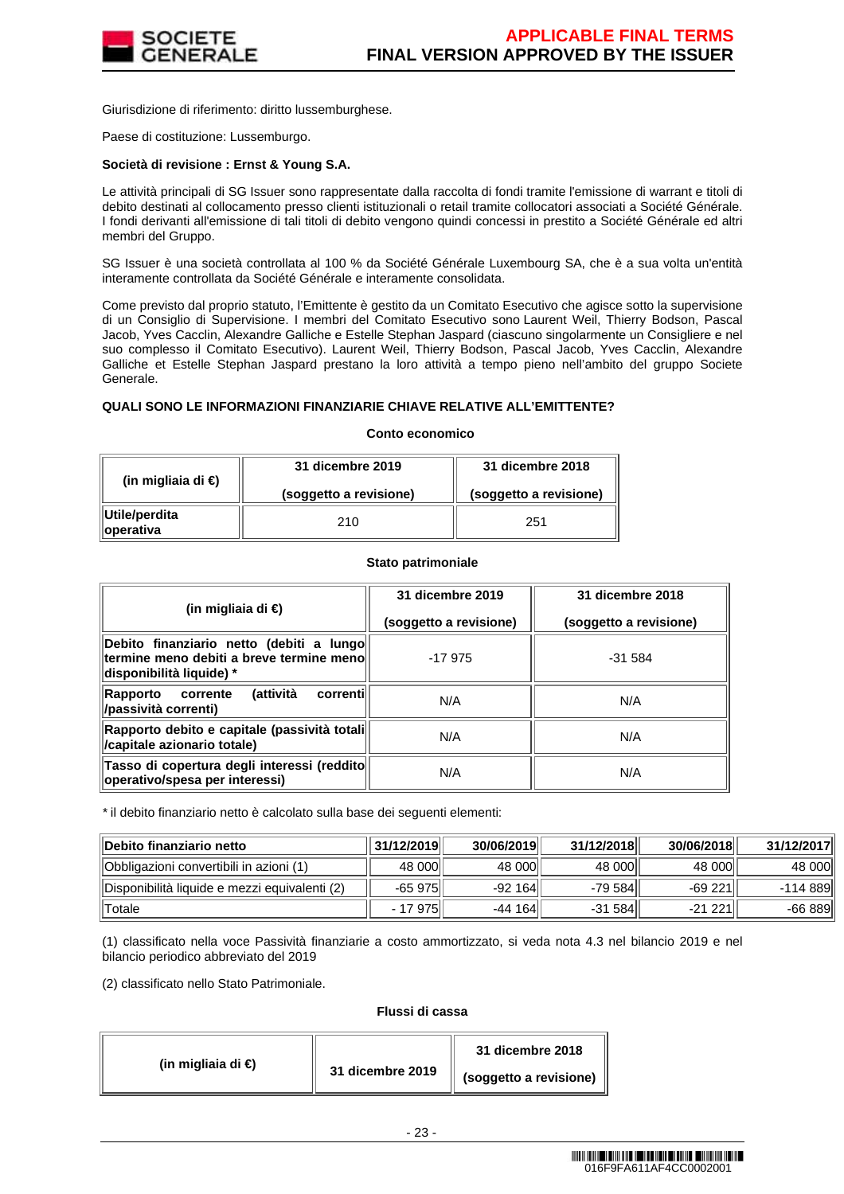Giurisdizione di riferimento: diritto lussemburghese.

Paese di costituzione: Lussemburgo.

**Società di revisione : Ernst & Young S.A.**

Le attività principali di SG Issuer sono rappresentate dalla raccolta di fondi tramite l'emissione di warrant e titoli di debito destinati al collocamento presso clienti istituzionali o retail tramite collocatori associati a Société Générale. I fondi derivanti all'emissione di tali titoli di debito vengono quindi concessi in prestito a Société Générale ed altri membri del Gruppo.

SG Issuer è una società controllata al 100 % da Société Générale Luxembourg SA, che è a sua volta un'entità interamente controllata da Société Générale e interamente consolidata.

Come previsto dal proprio statuto, l'Emittente è gestito da un Comitato Esecutivo che agisce sotto la supervisione di un Consiglio di Supervisione. I membri del Comitato Esecutivo sono Laurent Weil, Thierry Bodson, Pascal Jacob, Yves Cacclin, Alexandre Galliche e Estelle Stephan Jaspard (ciascuno singolarmente un Consigliere e nel suo complesso il Comitato Esecutivo). Laurent Weil, Thierry Bodson, Pascal Jacob, Yves Cacclin, Alexandre Galliche et Estelle Stephan Jaspard prestano la loro attività a tempo pieno nell'ambito del gruppo Societe Generale.

**QUALI SONO LE INFORMAZIONI FINANZIARIE CHIAVE RELATIVE ALL'EMITTENTE?**

**Conto economico**

| (in migliaia di €) | 31 dicembre 2019 (soggetto a revisione) | 31 dicembre 2018 (soggetto a revisione) |
|---|---|---|
| Utile/perdita operativa | 210 | 251 |

**Stato patrimoniale**

| (in migliaia di €) | 31 dicembre 2019 (soggetto a revisione) | 31 dicembre 2018 (soggetto a revisione) |
|---|---|---|
| Debito finanziario netto (debiti a lungo termine meno debiti a breve termine meno disponibilità liquide) * | -17 975 | -31 584 |
| Rapporto corrente (attività correnti /passività correnti) | N/A | N/A |
| Rapporto debito e capitale (passività totali /capitale azionario totale) | N/A | N/A |
| Tasso di copertura degli interessi (reddito operativo/spesa per interessi) | N/A | N/A |

* il debito finanziario netto è calcolato sulla base dei seguenti elementi:

| Debito finanziario netto | 31/12/2019 | 30/06/2019 | 31/12/2018 | 30/06/2018 | 31/12/2017 |
|---|---|---|---|---|---|
| Obbligazioni convertibili in azioni (1) | 48 000 | 48 000 | 48 000 | 48 000 | 48 000 |
| Disponibilità liquide e mezzi equivalenti (2) | -65 975 | -92 164 | -79 584 | -69 221 | -114 889 |
| Totale | - 17 975 | -44 164 | -31 584 | -21 221 | -66 889 |

(1) classificato nella voce Passività finanziarie a costo ammortizzato, si veda nota 4.3 nel bilancio 2019 e nel bilancio periodico abbreviato del 2019

(2) classificato nello Stato Patrimoniale.

**Flussi di cassa**

| (in migliaia di €) | 31 dicembre 2019 | 31 dicembre 2018 (soggetto a revisione) |
|---|---|---|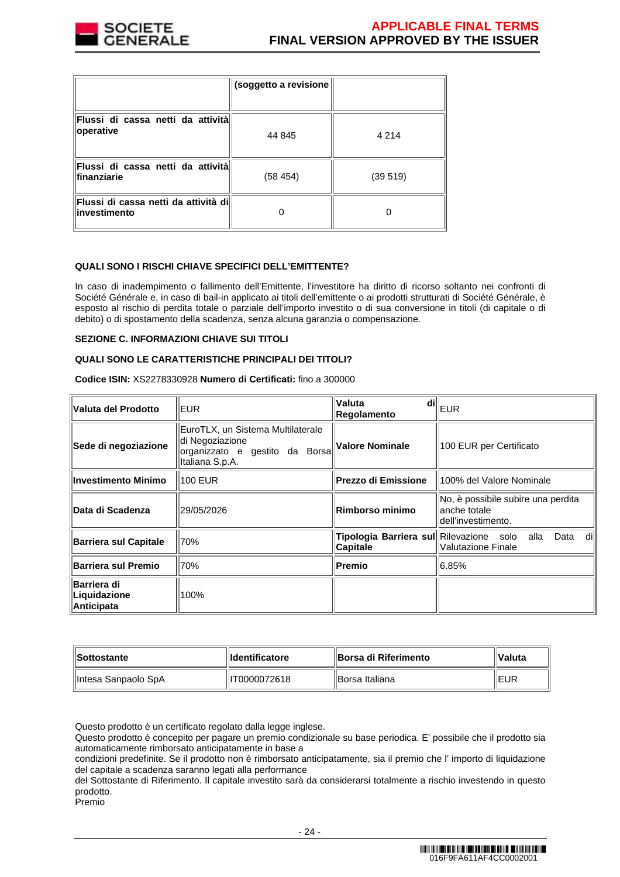| | (soggetto a revisione | |
|---|---|---|
| **Flussi di cassa netti da attività operative** | 44 845 | 4 214 |
| **Flussi di cassa netti da attività finanziarie** | (58 454) | (39 519) |
| **Flussi di cassa netti da attività di investimento** | 0 | 0 |

**QUALI SONO I RISCHI CHIAVE SPECIFICI DELL'EMITTENTE?**

In caso di inadempimento o fallimento dell'Emittente, l'investitore ha diritto di ricorso soltanto nei confronti di Société Générale e, in caso di bail-in applicato ai titoli dell'emittente o ai prodotti strutturati di Société Générale, è esposto al rischio di perdita totale o parziale dell'importo investito o di sua conversione in titoli (di capitale o di debito) o di spostamento della scadenza, senza alcuna garanzia o compensazione.

**SEZIONE C. INFORMAZIONI CHIAVE SUI TITOLI**

**QUALI SONO LE CARATTERISTICHE PRINCIPALI DEI TITOLI?**

**Codice ISIN:** XS2278330928 **Numero di Certificati:** fino a 300000

| **Valuta del Prodotto** | EUR | **Valuta di Regolamento** | EUR |
|---|---|---|---|
| **Sede di negoziazione** | EuroTLX, un Sistema Multilaterale di Negoziazione organizzato e gestito da Borsa Italiana S.p.A. | **Valore Nominale** | 100 EUR per Certificato |
| **Investimento Minimo** | 100 EUR | **Prezzo di Emissione** | 100% del Valore Nominale |
| **Data di Scadenza** | 29/05/2026 | **Rimborso minimo** | No, è possibile subire una perdita anche totale dell'investimento. |
| **Barriera sul Capitale** | 70% | **Tipologia Barriera sul Capitale** | Rilevazione solo alla Data di Valutazione Finale |
| **Barriera sul Premio** | 70% | **Premio** | 6.85% |
| **Barriera di Liquidazione Anticipata** | 100% | | |

| **Sottostante** | **Identificatore** | **Borsa di Riferimento** | **Valuta** |
|---|---|---|---|
| Intesa Sanpaolo SpA | IT0000072618 | Borsa Italiana | EUR |

Questo prodotto è un certificato regolato dalla legge inglese.
Questo prodotto è concepito per pagare un premio condizionale su base periodica. E' possibile che il prodotto sia automaticamente rimborsato anticipatamente in base a
condizioni predefinite. Se il prodotto non è rimborsato anticipatamente, sia il premio che l' importo di liquidazione del capitale a scadenza saranno legati alla performance
del Sottostante di Riferimento. Il capitale investito sarà da considerarsi totalmente a rischio investendo in questo prodotto.
Premio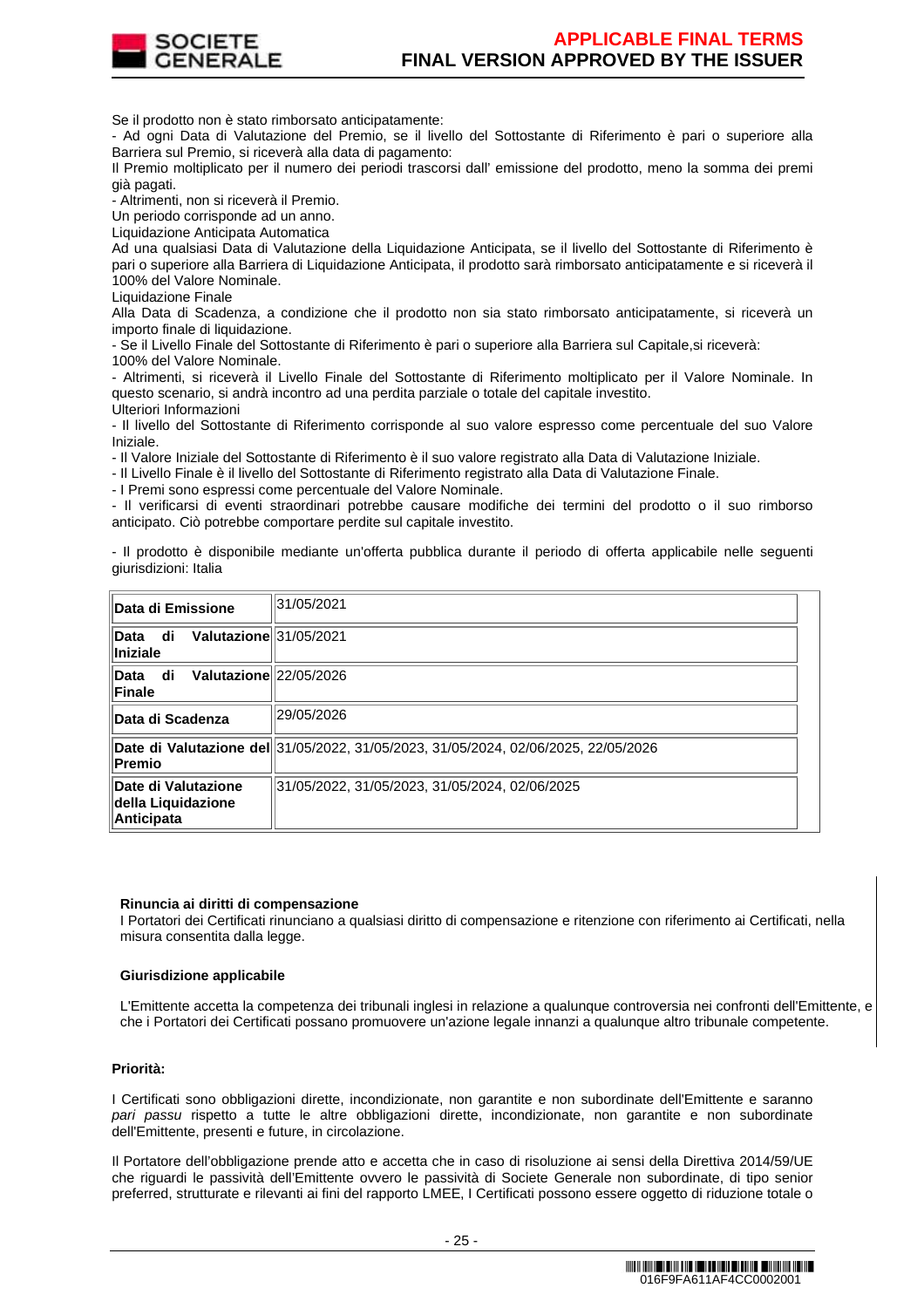Se il prodotto non è stato rimborsato anticipatamente:

- Ad ogni Data di Valutazione del Premio, se il livello del Sottostante di Riferimento è pari o superiore alla Barriera sul Premio, si riceverà alla data di pagamento:

Il Premio moltiplicato per il numero dei periodi trascorsi dall' emissione del prodotto, meno la somma dei premi già pagati.

- Altrimenti, non si riceverà il Premio.

Un periodo corrisponde ad un anno.

Liquidazione Anticipata Automatica

Ad una qualsiasi Data di Valutazione della Liquidazione Anticipata, se il livello del Sottostante di Riferimento è pari o superiore alla Barriera di Liquidazione Anticipata, il prodotto sarà rimborsato anticipatamente e si riceverà il 100% del Valore Nominale.

Liquidazione Finale

Alla Data di Scadenza, a condizione che il prodotto non sia stato rimborsato anticipatamente, si riceverà un importo finale di liquidazione.

- Se il Livello Finale del Sottostante di Riferimento è pari o superiore alla Barriera sul Capitale,si riceverà:

100% del Valore Nominale.

- Altrimenti, si riceverà il Livello Finale del Sottostante di Riferimento moltiplicato per il Valore Nominale. In questo scenario, si andrà incontro ad una perdita parziale o totale del capitale investito.

Ulteriori Informazioni

- Il livello del Sottostante di Riferimento corrisponde al suo valore espresso come percentuale del suo Valore Iniziale.
- Il Valore Iniziale del Sottostante di Riferimento è il suo valore registrato alla Data di Valutazione Iniziale.
- Il Livello Finale è il livello del Sottostante di Riferimento registrato alla Data di Valutazione Finale.
- I Premi sono espressi come percentuale del Valore Nominale.
- Il verificarsi di eventi straordinari potrebbe causare modifiche dei termini del prodotto o il suo rimborso anticipato. Ciò potrebbe comportare perdite sul capitale investito.

- Il prodotto è disponibile mediante un'offerta pubblica durante il periodo di offerta applicabile nelle seguenti giurisdizioni: Italia

| | |
|---|---|
| **Data di Emissione** | 31/05/2021 |
| **Data di Valutazione Iniziale** | 31/05/2021 |
| **Data di Valutazione Finale** | 22/05/2026 |
| **Data di Scadenza** | 29/05/2026 |
| **Date di Valutazione del Premio** | 31/05/2022, 31/05/2023, 31/05/2024, 02/06/2025, 22/05/2026 |
| **Date di Valutazione della Liquidazione Anticipata** | 31/05/2022, 31/05/2023, 31/05/2024, 02/06/2025 |

**Rinuncia ai diritti di compensazione**

I Portatori dei Certificati rinunciano a qualsiasi diritto di compensazione e ritenzione con riferimento ai Certificati, nella misura consentita dalla legge.

**Giurisdizione applicabile**

L'Emittente accetta la competenza dei tribunali inglesi in relazione a qualunque controversia nei confronti dell'Emittente, e che i Portatori dei Certificati possano promuovere un'azione legale innanzi a qualunque altro tribunale competente.

**Priorità:**

I Certificati sono obbligazioni dirette, incondizionate, non garantite e non subordinate dell'Emittente e saranno *pari passu* rispetto a tutte le altre obbligazioni dirette, incondizionate, non garantite e non subordinate dell'Emittente, presenti e future, in circolazione.

Il Portatore dell'obbligazione prende atto e accetta che in caso di risoluzione ai sensi della Direttiva 2014/59/UE che riguardi le passività dell'Emittente ovvero le passività di Societe Generale non subordinate, di tipo senior preferred, strutturate e rilevanti ai fini del rapporto LMEE, I Certificati possono essere oggetto di riduzione totale o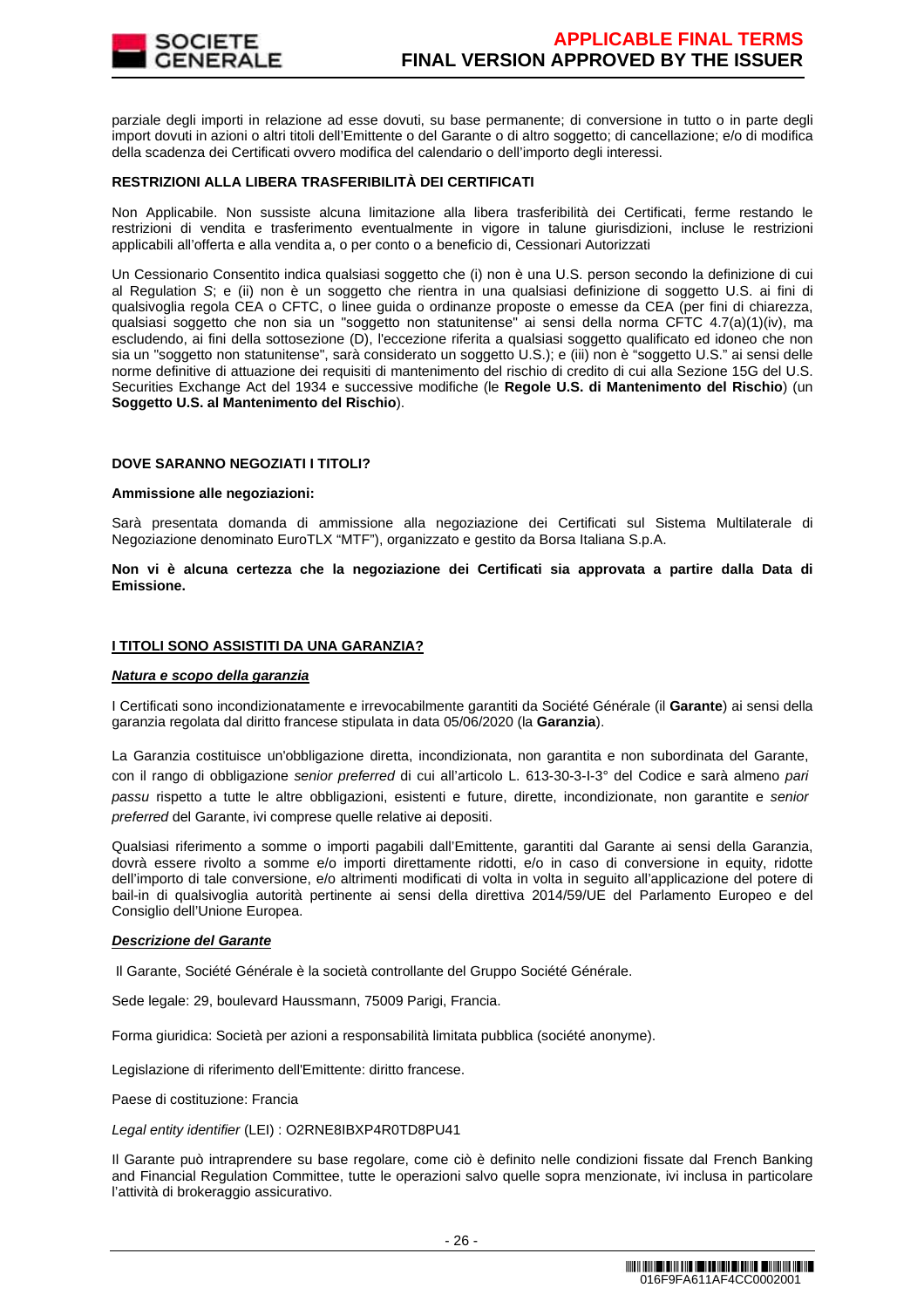parziale degli importi in relazione ad esse dovuti, su base permanente; di conversione in tutto o in parte degli import dovuti in azioni o altri titoli dell'Emittente o del Garante o di altro soggetto; di cancellazione; e/o di modifica della scadenza dei Certificati ovvero modifica del calendario o dell'importo degli interessi.

**RESTRIZIONI ALLA LIBERA TRASFERIBILITÀ DEI CERTIFICATI**

Non Applicabile. Non sussiste alcuna limitazione alla libera trasferibilità dei Certificati, ferme restando le restrizioni di vendita e trasferimento eventualmente in vigore in talune giurisdizioni, incluse le restrizioni applicabili all'offerta e alla vendita a, o per conto o a beneficio di, Cessionari Autorizzati

Un Cessionario Consentito indica qualsiasi soggetto che (i) non è una U.S. person secondo la definizione di cui al Regulation *S*; e (ii) non è un soggetto che rientra in una qualsiasi definizione di soggetto U.S. ai fini di qualsivoglia regola CEA o CFTC, o linee guida o ordinanze proposte o emesse da CEA (per fini di chiarezza, qualsiasi soggetto che non sia un "soggetto non statunitense" ai sensi della norma CFTC 4.7(a)(1)(iv), ma escludendo, ai fini della sottosezione (D), l'eccezione riferita a qualsiasi soggetto qualificato ed idoneo che non sia un "soggetto non statunitense", sarà considerato un soggetto U.S.); e (iii) non è "soggetto U.S." ai sensi delle norme definitive di attuazione dei requisiti di mantenimento del rischio di credito di cui alla Sezione 15G del U.S. Securities Exchange Act del 1934 e successive modifiche (le **Regole U.S. di Mantenimento del Rischio**) (un **Soggetto U.S. al Mantenimento del Rischio**).

**DOVE SARANNO NEGOZIATI I TITOLI?**

**Ammissione alle negoziazioni:**

Sarà presentata domanda di ammissione alla negoziazione dei Certificati sul Sistema Multilaterale di Negoziazione denominato EuroTLX "MTF"), organizzato e gestito da Borsa Italiana S.p.A.

**Non vi è alcuna certezza che la negoziazione dei Certificati sia approvata a partire dalla Data di Emissione.**

**I TITOLI SONO ASSISTITI DA UNA GARANZIA?**

***Natura e scopo della garanzia***

I Certificati sono incondizionatamente e irrevocabilmente garantiti da Société Générale (il **Garante**) ai sensi della garanzia regolata dal diritto francese stipulata in data 05/06/2020 (la **Garanzia**).

La Garanzia costituisce un'obbligazione diretta, incondizionata, non garantita e non subordinata del Garante, con il rango di obbligazione *senior preferred* di cui all'articolo L. 613-30-3-I-3° del Codice e sarà almeno *pari passu* rispetto a tutte le altre obbligazioni, esistenti e future, dirette, incondizionate, non garantite e *senior preferred* del Garante, ivi comprese quelle relative ai depositi.

Qualsiasi riferimento a somme o importi pagabili dall'Emittente, garantiti dal Garante ai sensi della Garanzia, dovrà essere rivolto a somme e/o importi direttamente ridotti, e/o in caso di conversione in equity, ridotte dell'importo di tale conversione, e/o altrimenti modificati di volta in volta in seguito all'applicazione del potere di bail-in di qualsivoglia autorità pertinente ai sensi della direttiva 2014/59/UE del Parlamento Europeo e del Consiglio dell'Unione Europea.

***Descrizione del Garante***

Il Garante, Société Générale è la società controllante del Gruppo Société Générale.

Sede legale: 29, boulevard Haussmann, 75009 Parigi, Francia.

Forma giuridica: Società per azioni a responsabilità limitata pubblica (société anonyme).

Legislazione di riferimento dell'Emittente: diritto francese.

Paese di costituzione: Francia

*Legal entity identifier* (LEI) : O2RNE8IBXP4R0TD8PU41

Il Garante può intraprendere su base regolare, come ciò è definito nelle condizioni fissate dal French Banking and Financial Regulation Committee, tutte le operazioni salvo quelle sopra menzionate, ivi inclusa in particolare l'attività di brokeraggio assicurativo.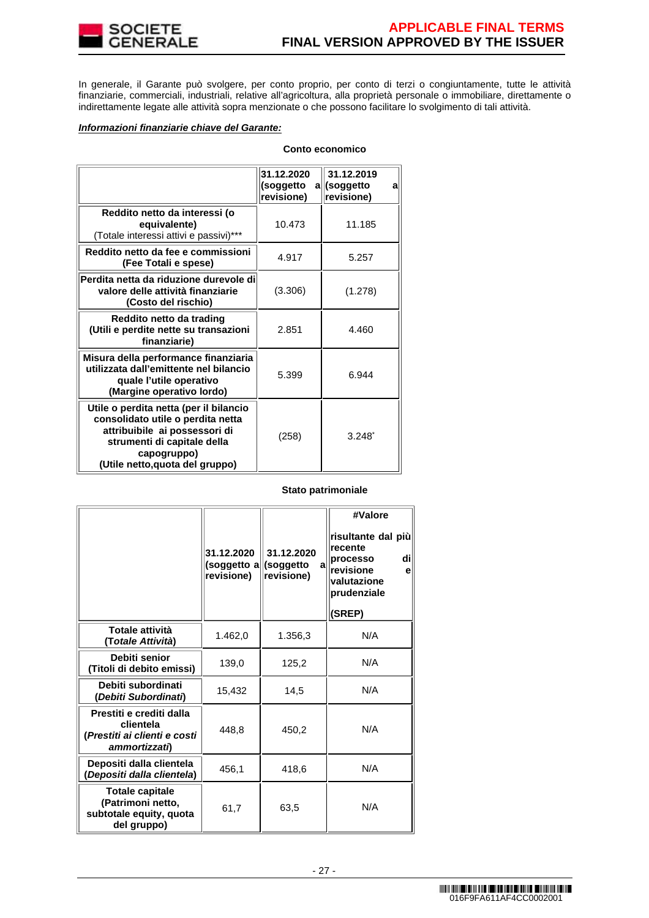In generale, il Garante può svolgere, per conto proprio, per conto di terzi o congiuntamente, tutte le attività finanziarie, commerciali, industriali, relative all'agricoltura, alla proprietà personale o immobiliare, direttamente o indirettamente legate alle attività sopra menzionate o che possono facilitare lo svolgimento di tali attività.

***Informazioni finanziarie chiave del Garante:***

**Conto economico**

| | 31.12.2020 (soggetto a revisione) | 31.12.2019 (soggetto a revisione) |
|---|---|---|
| **Reddito netto da interessi (o equivalente)** (Totale interessi attivi e passivi)*** | 10.473 | 11.185 |
| **Reddito netto da fee e commissioni (Fee Totali e spese)** | 4.917 | 5.257 |
| **Perdita netta da riduzione durevole di valore delle attività finanziarie (Costo del rischio)** | (3.306) | (1.278) |
| **Reddito netto da trading (Utili e perdite nette su transazioni finanziarie)** | 2.851 | 4.460 |
| **Misura della performance finanziaria utilizzata dall'emittente nel bilancio quale l'utile operativo (Margine operativo lordo)** | 5.399 | 6.944 |
| **Utile o perdita netta (per il bilancio consolidato utile o perdita netta attribuibile ai possessori di strumenti di capitale della capogruppo) (Utile netto,quota del gruppo)** | (258) | 3.248* |

**Stato patrimoniale**

| | 31.12.2020 (soggetto a revisione) | 31.12.2020 (soggetto a revisione) | #Valore risultante dal più recente processo di revisione e valutazione prudenziale (SREP) |
|---|---|---|---|
| **Totale attività (*Totale Attività*)** | 1.462,0 | 1.356,3 | N/A |
| **Debiti senior (Titoli di debito emessi)** | 139,0 | 125,2 | N/A |
| **Debiti subordinati (*Debiti Subordinati*)** | 15,432 | 14,5 | N/A |
| **Prestiti e crediti dalla clientela (*Prestiti ai clienti e costi ammortizzati*)** | 448,8 | 450,2 | N/A |
| **Depositi dalla clientela (*Depositi dalla clientela*)** | 456,1 | 418,6 | N/A |
| **Totale capitale (Patrimoni netto, subtotale equity, quota del gruppo)** | 61,7 | 63,5 | N/A |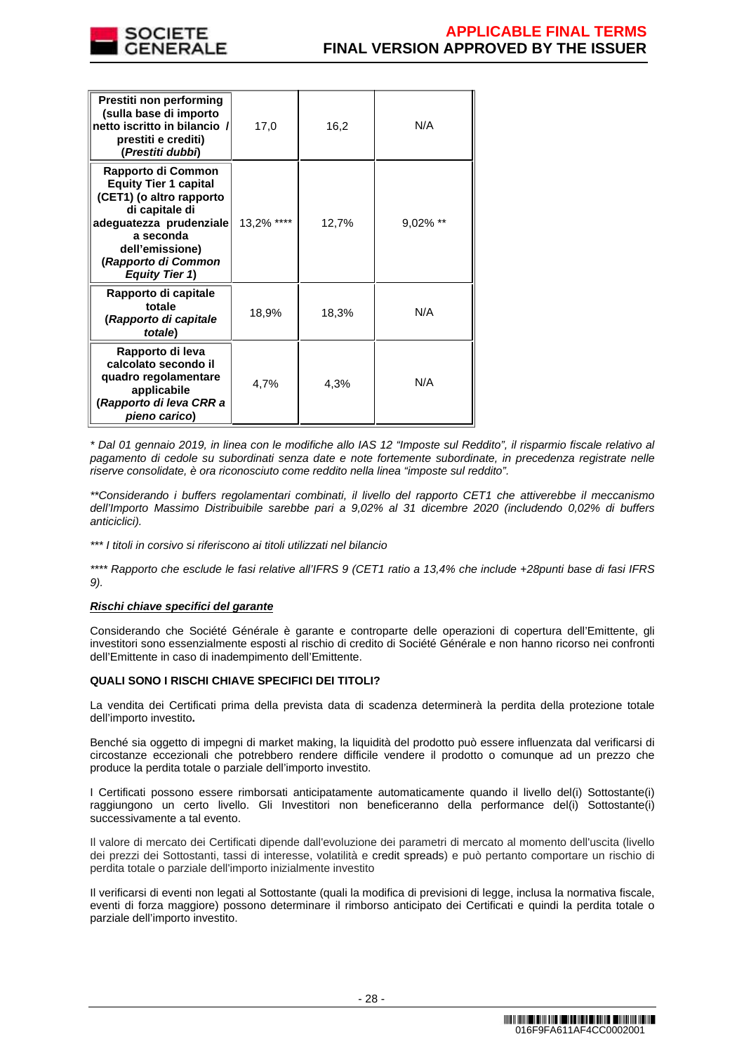| | | | |
|---|---|---|---|
| **Prestiti non performing (sulla base di importo netto iscritto in bilancio / prestiti e crediti) (*Prestiti dubbi*)** | 17,0 | 16,2 | N/A |
| **Rapporto di Common Equity Tier 1 capital (CET1) (o altro rapporto di capitale di adeguatezza prudenziale a seconda dell'emissione) (*Rapporto di Common Equity Tier 1*)** | 13,2% **** | 12,7% | 9,02% ** |
| **Rapporto di capitale totale (*Rapporto di capitale totale*)** | 18,9% | 18,3% | N/A |
| **Rapporto di leva calcolato secondo il quadro regolamentare applicabile (*Rapporto di leva CRR a pieno carico*)** | 4,7% | 4,3% | N/A |

*\* Dal 01 gennaio 2019, in linea con le modifiche allo IAS 12 "Imposte sul Reddito", il risparmio fiscale relativo al pagamento di cedole su subordinati senza date e note fortemente subordinate, in precedenza registrate nelle riserve consolidate, è ora riconosciuto come reddito nella linea "imposte sul reddito".*

*\*\*Considerando i buffers regolamentari combinati, il livello del rapporto CET1 che attiverebbe il meccanismo dell'Importo Massimo Distribuibile sarebbe pari a 9,02% al 31 dicembre 2020 (includendo 0,02% di buffers anticiclici).*

*\*\*\* I titoli in corsivo si riferiscono ai titoli utilizzati nel bilancio*

*\*\*\*\* Rapporto che esclude le fasi relative all'IFRS 9 (CET1 ratio a 13,4% che include +28punti base di fasi IFRS 9).*

***Rischi chiave specifici del garante***

Considerando che Société Générale è garante e controparte delle operazioni di copertura dell'Emittente, gli investitori sono essenzialmente esposti al rischio di credito di Société Générale e non hanno ricorso nei confronti dell'Emittente in caso di inadempimento dell'Emittente.

**QUALI SONO I RISCHI CHIAVE SPECIFICI DEI TITOLI?**

La vendita dei Certificati prima della prevista data di scadenza determinerà la perdita della protezione totale dell'importo investito**.**

Benché sia oggetto di impegni di market making, la liquidità del prodotto può essere influenzata dal verificarsi di circostanze eccezionali che potrebbero rendere difficile vendere il prodotto o comunque ad un prezzo che produce la perdita totale o parziale dell'importo investito.

I Certificati possono essere rimborsati anticipatamente automaticamente quando il livello del(i) Sottostante(i) raggiungono un certo livello. Gli Investitori non beneficeranno della performance del(i) Sottostante(i) successivamente a tal evento.

Il valore di mercato dei Certificati dipende dall'evoluzione dei parametri di mercato al momento dell'uscita (livello dei prezzi dei Sottostanti, tassi di interesse, volatilità e credit spreads) e può pertanto comportare un rischio di perdita totale o parziale dell'importo inizialmente investito

Il verificarsi di eventi non legati al Sottostante (quali la modifica di previsioni di legge, inclusa la normativa fiscale, eventi di forza maggiore) possono determinare il rimborso anticipato dei Certificati e quindi la perdita totale o parziale dell'importo investito.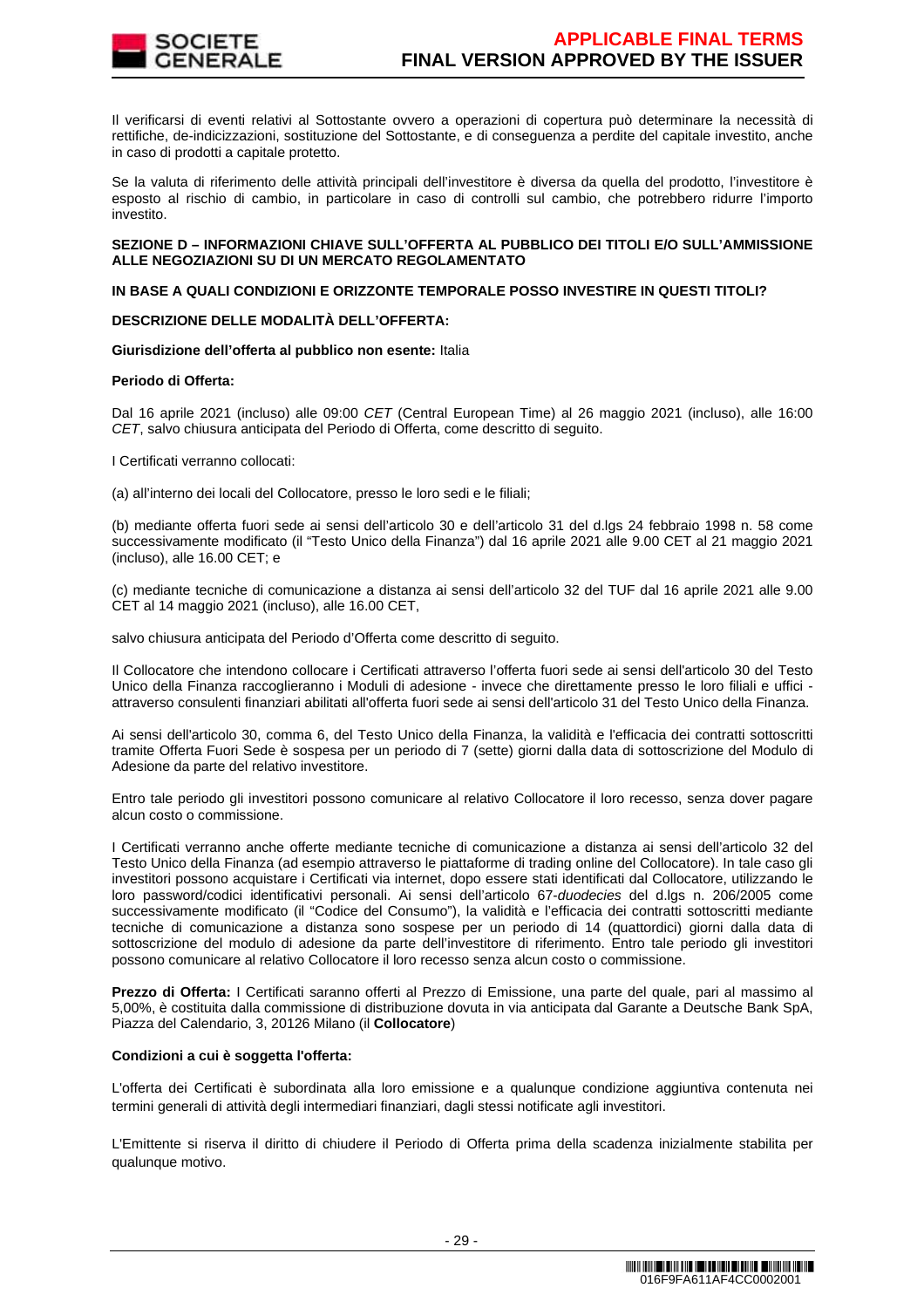Il verificarsi di eventi relativi al Sottostante ovvero a operazioni di copertura può determinare la necessità di rettifiche, de-indicizzazioni, sostituzione del Sottostante, e di conseguenza a perdite del capitale investito, anche in caso di prodotti a capitale protetto.

Se la valuta di riferimento delle attività principali dell'investitore è diversa da quella del prodotto, l'investitore è esposto al rischio di cambio, in particolare in caso di controlli sul cambio, che potrebbero ridurre l'importo investito.

**SEZIONE D – INFORMAZIONI CHIAVE SULL'OFFERTA AL PUBBLICO DEI TITOLI E/O SULL'AMMISSIONE ALLE NEGOZIAZIONI SU DI UN MERCATO REGOLAMENTATO**

**IN BASE A QUALI CONDIZIONI E ORIZZONTE TEMPORALE POSSO INVESTIRE IN QUESTI TITOLI?**

**DESCRIZIONE DELLE MODALITÀ DELL'OFFERTA:**

**Giurisdizione dell'offerta al pubblico non esente:** Italia

**Periodo di Offerta:**

Dal 16 aprile 2021 (incluso) alle 09:00 *CET* (Central European Time) al 26 maggio 2021 (incluso), alle 16:00 *CET*, salvo chiusura anticipata del Periodo di Offerta, come descritto di seguito.

I Certificati verranno collocati:

(a) all'interno dei locali del Collocatore, presso le loro sedi e le filiali;

(b) mediante offerta fuori sede ai sensi dell'articolo 30 e dell'articolo 31 del d.lgs 24 febbraio 1998 n. 58 come successivamente modificato (il "Testo Unico della Finanza") dal 16 aprile 2021 alle 9.00 CET al 21 maggio 2021 (incluso), alle 16.00 CET; e

(c) mediante tecniche di comunicazione a distanza ai sensi dell'articolo 32 del TUF dal 16 aprile 2021 alle 9.00 CET al 14 maggio 2021 (incluso), alle 16.00 CET,

salvo chiusura anticipata del Periodo d'Offerta come descritto di seguito.

Il Collocatore che intendono collocare i Certificati attraverso l'offerta fuori sede ai sensi dell'articolo 30 del Testo Unico della Finanza raccoglieranno i Moduli di adesione - invece che direttamente presso le loro filiali e uffici - attraverso consulenti finanziari abilitati all'offerta fuori sede ai sensi dell'articolo 31 del Testo Unico della Finanza.

Ai sensi dell'articolo 30, comma 6, del Testo Unico della Finanza, la validità e l'efficacia dei contratti sottoscritti tramite Offerta Fuori Sede è sospesa per un periodo di 7 (sette) giorni dalla data di sottoscrizione del Modulo di Adesione da parte del relativo investitore.

Entro tale periodo gli investitori possono comunicare al relativo Collocatore il loro recesso, senza dover pagare alcun costo o commissione.

I Certificati verranno anche offerte mediante tecniche di comunicazione a distanza ai sensi dell'articolo 32 del Testo Unico della Finanza (ad esempio attraverso le piattaforme di trading online del Collocatore). In tale caso gli investitori possono acquistare i Certificati via internet, dopo essere stati identificati dal Collocatore, utilizzando le loro password/codici identificativi personali. Ai sensi dell'articolo 67-*duodecies* del d.lgs n. 206/2005 come successivamente modificato (il "Codice del Consumo"), la validità e l'efficacia dei contratti sottoscritti mediante tecniche di comunicazione a distanza sono sospese per un periodo di 14 (quattordici) giorni dalla data di sottoscrizione del modulo di adesione da parte dell'investitore di riferimento. Entro tale periodo gli investitori possono comunicare al relativo Collocatore il loro recesso senza alcun costo o commissione.

**Prezzo di Offerta:** I Certificati saranno offerti al Prezzo di Emissione, una parte del quale, pari al massimo al 5,00%, è costituita dalla commissione di distribuzione dovuta in via anticipata dal Garante a Deutsche Bank SpA, Piazza del Calendario, 3, 20126 Milano (il **Collocatore**)

**Condizioni a cui è soggetta l'offerta:**

L'offerta dei Certificati è subordinata alla loro emissione e a qualunque condizione aggiuntiva contenuta nei termini generali di attività degli intermediari finanziari, dagli stessi notificate agli investitori.

L'Emittente si riserva il diritto di chiudere il Periodo di Offerta prima della scadenza inizialmente stabilita per qualunque motivo.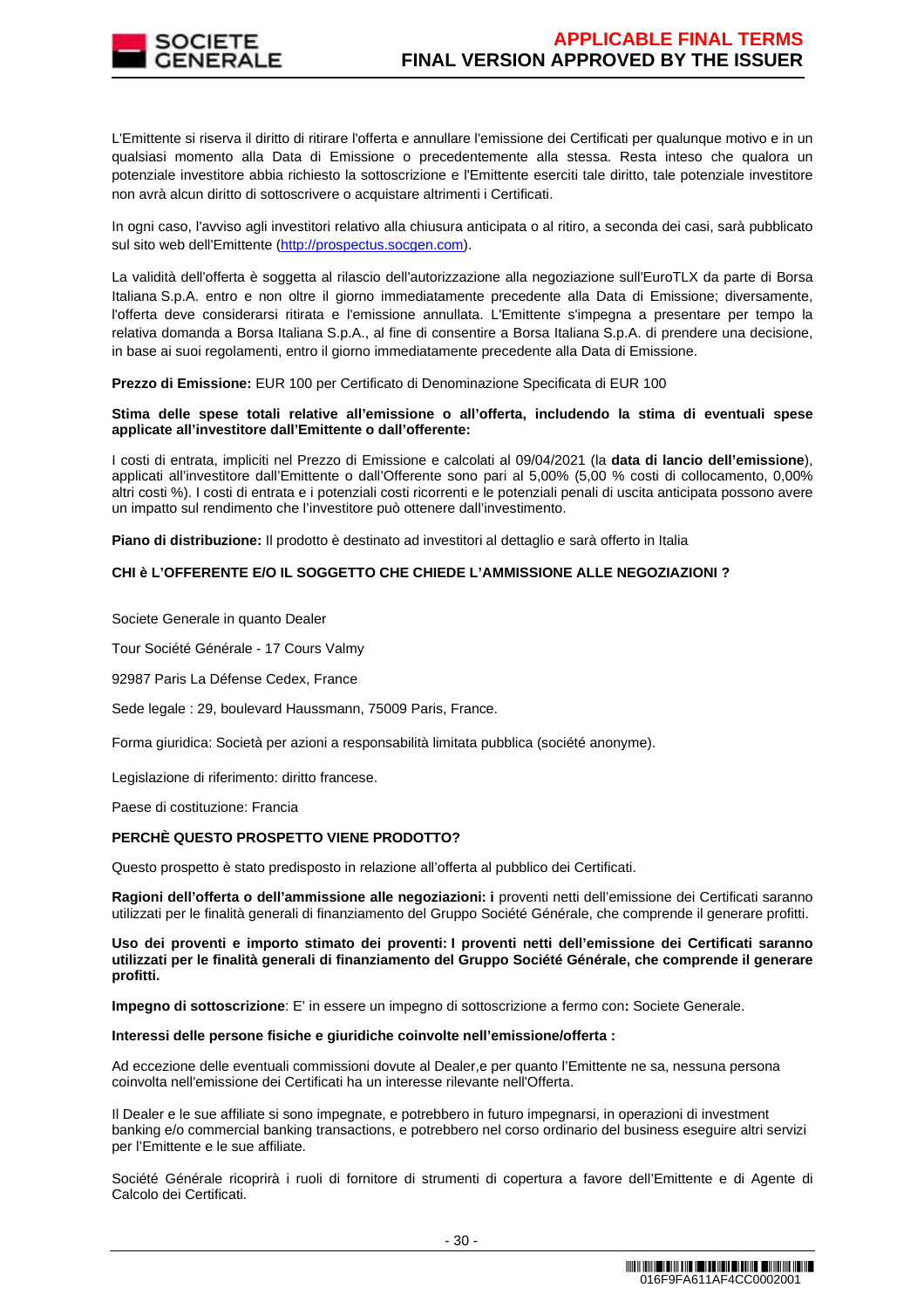L'Emittente si riserva il diritto di ritirare l'offerta e annullare l'emissione dei Certificati per qualunque motivo e in un qualsiasi momento alla Data di Emissione o precedentemente alla stessa. Resta inteso che qualora un potenziale investitore abbia richiesto la sottoscrizione e l'Emittente eserciti tale diritto, tale potenziale investitore non avrà alcun diritto di sottoscrivere o acquistare altrimenti i Certificati.

In ogni caso, l'avviso agli investitori relativo alla chiusura anticipata o al ritiro, a seconda dei casi, sarà pubblicato sul sito web dell'Emittente (http://prospectus.socgen.com).

La validità dell'offerta è soggetta al rilascio dell'autorizzazione alla negoziazione sull'EuroTLX da parte di Borsa Italiana S.p.A. entro e non oltre il giorno immediatamente precedente alla Data di Emissione; diversamente, l'offerta deve considerarsi ritirata e l'emissione annullata. L'Emittente s'impegna a presentare per tempo la relativa domanda a Borsa Italiana S.p.A., al fine di consentire a Borsa Italiana S.p.A. di prendere una decisione, in base ai suoi regolamenti, entro il giorno immediatamente precedente alla Data di Emissione.

**Prezzo di Emissione:** EUR 100 per Certificato di Denominazione Specificata di EUR 100

**Stima delle spese totali relative all'emissione o all'offerta, includendo la stima di eventuali spese applicate all'investitore dall'Emittente o dall'offerente:**

I costi di entrata, impliciti nel Prezzo di Emissione e calcolati al 09/04/2021 (la **data di lancio dell'emissione**), applicati all'investitore dall'Emittente o dall'Offerente sono pari al 5,00% (5,00 % costi di collocamento, 0,00% altri costi %). I costi di entrata e i potenziali costi ricorrenti e le potenziali penali di uscita anticipata possono avere un impatto sul rendimento che l'investitore può ottenere dall'investimento.

**Piano di distribuzione:** Il prodotto è destinato ad investitori al dettaglio e sarà offerto in Italia

**CHI è L'OFFERENTE E/O IL SOGGETTO CHE CHIEDE L'AMMISSIONE ALLE NEGOZIAZIONI ?**

Societe Generale in quanto Dealer

Tour Société Générale - 17 Cours Valmy

92987 Paris La Défense Cedex, France

Sede legale : 29, boulevard Haussmann, 75009 Paris, France.

Forma giuridica: Società per azioni a responsabilità limitata pubblica (société anonyme).

Legislazione di riferimento: diritto francese.

Paese di costituzione: Francia

**PERCHÈ QUESTO PROSPETTO VIENE PRODOTTO?**

Questo prospetto è stato predisposto in relazione all'offerta al pubblico dei Certificati.

**Ragioni dell'offerta o dell'ammissione alle negoziazioni: i** proventi netti dell'emissione dei Certificati saranno utilizzati per le finalità generali di finanziamento del Gruppo Société Générale, che comprende il generare profitti.

**Uso dei proventi e importo stimato dei proventi: I proventi netti dell'emissione dei Certificati saranno utilizzati per le finalità generali di finanziamento del Gruppo Société Générale, che comprende il generare profitti.**

**Impegno di sottoscrizione**: E' in essere un impegno di sottoscrizione a fermo con**:** Societe Generale.

**Interessi delle persone fisiche e giuridiche coinvolte nell'emissione/offerta :**

Ad eccezione delle eventuali commissioni dovute al Dealer,e per quanto l'Emittente ne sa, nessuna persona coinvolta nell'emissione dei Certificati ha un interesse rilevante nell'Offerta.

Il Dealer e le sue affiliate si sono impegnate, e potrebbero in futuro impegnarsi, in operazioni di investment banking e/o commercial banking transactions, e potrebbero nel corso ordinario del business eseguire altri servizi per l'Emittente e le sue affiliate.

Société Générale ricoprirà i ruoli di fornitore di strumenti di copertura a favore dell'Emittente e di Agente di Calcolo dei Certificati.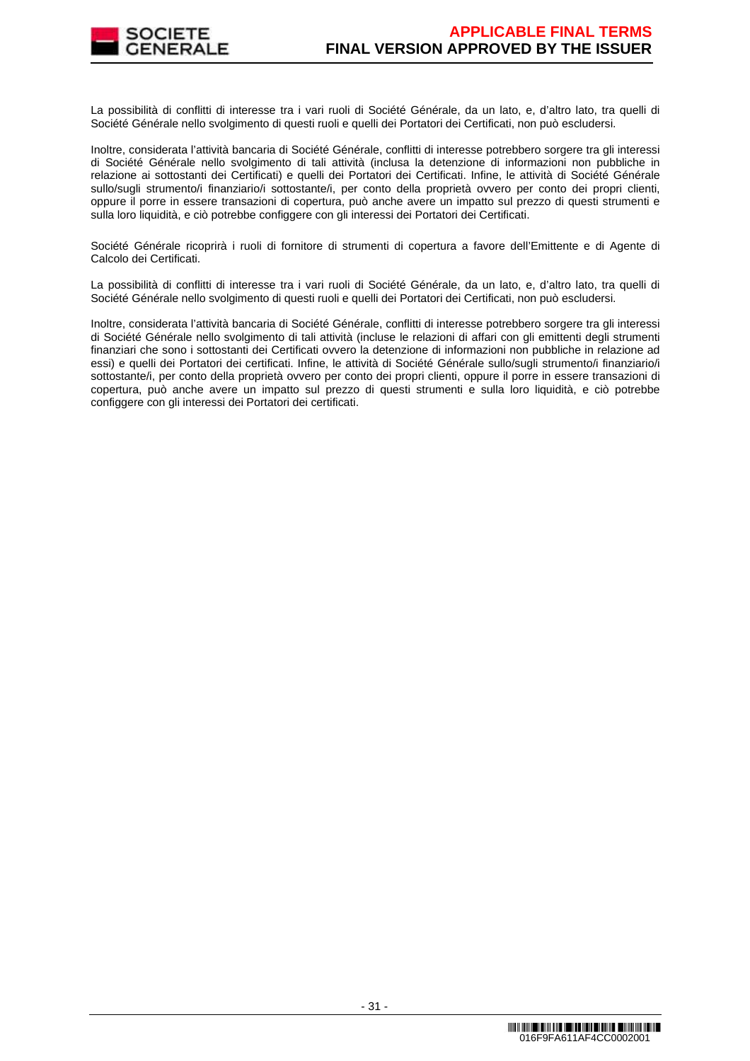La possibilità di conflitti di interesse tra i vari ruoli di Société Générale, da un lato, e, d'altro lato, tra quelli di Société Générale nello svolgimento di questi ruoli e quelli dei Portatori dei Certificati, non può escludersi.

Inoltre, considerata l'attività bancaria di Société Générale, conflitti di interesse potrebbero sorgere tra gli interessi di Société Générale nello svolgimento di tali attività (inclusa la detenzione di informazioni non pubbliche in relazione ai sottostanti dei Certificati) e quelli dei Portatori dei Certificati. Infine, le attività di Société Générale sullo/sugli strumento/i finanziario/i sottostante/i, per conto della proprietà ovvero per conto dei propri clienti, oppure il porre in essere transazioni di copertura, può anche avere un impatto sul prezzo di questi strumenti e sulla loro liquidità, e ciò potrebbe configgere con gli interessi dei Portatori dei Certificati.

Société Générale ricoprirà i ruoli di fornitore di strumenti di copertura a favore dell'Emittente e di Agente di Calcolo dei Certificati.

La possibilità di conflitti di interesse tra i vari ruoli di Société Générale, da un lato, e, d'altro lato, tra quelli di Société Générale nello svolgimento di questi ruoli e quelli dei Portatori dei Certificati, non può escludersi.

Inoltre, considerata l'attività bancaria di Société Générale, conflitti di interesse potrebbero sorgere tra gli interessi di Société Générale nello svolgimento di tali attività (incluse le relazioni di affari con gli emittenti degli strumenti finanziari che sono i sottostanti dei Certificati ovvero la detenzione di informazioni non pubbliche in relazione ad essi) e quelli dei Portatori dei certificati. Infine, le attività di Société Générale sullo/sugli strumento/i finanziario/i sottostante/i, per conto della proprietà ovvero per conto dei propri clienti, oppure il porre in essere transazioni di copertura, può anche avere un impatto sul prezzo di questi strumenti e sulla loro liquidità, e ciò potrebbe configgere con gli interessi dei Portatori dei certificati.